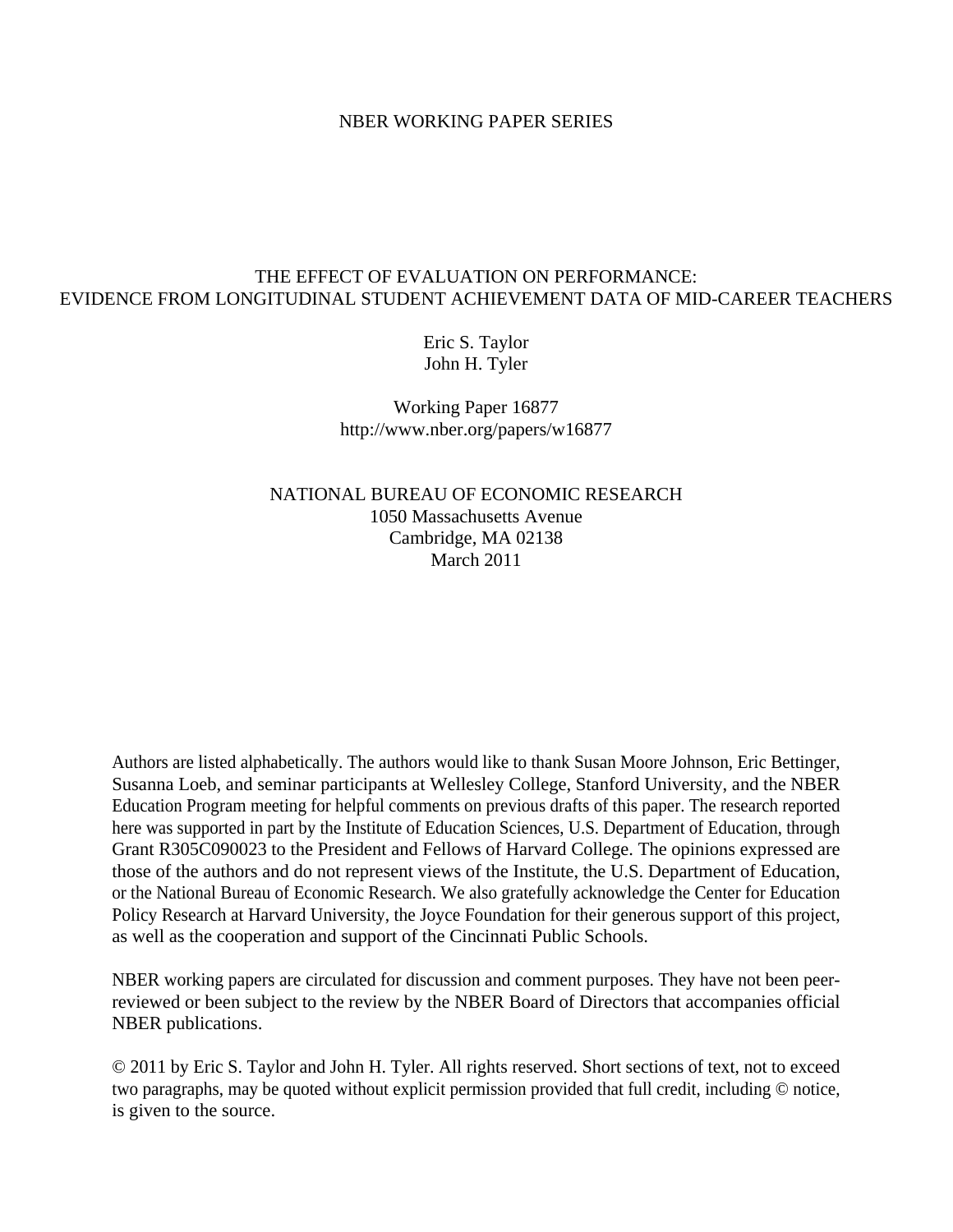NBER WORKING PAPER SERIES

# THE EFFECT OF EVALUATION ON PERFORMANCE:
# EVIDENCE FROM LONGITUDINAL STUDENT ACHIEVEMENT DATA OF MID-CAREER TEACHERS

Eric S. Taylor
John H. Tyler

Working Paper 16877
http://www.nber.org/papers/w16877

NATIONAL BUREAU OF ECONOMIC RESEARCH
1050 Massachusetts Avenue
Cambridge, MA 02138
March 2011

Authors are listed alphabetically. The authors would like to thank Susan Moore Johnson, Eric Bettinger, Susanna Loeb, and seminar participants at Wellesley College, Stanford University, and the NBER Education Program meeting for helpful comments on previous drafts of this paper. The research reported here was supported in part by the Institute of Education Sciences, U.S. Department of Education, through Grant R305C090023 to the President and Fellows of Harvard College. The opinions expressed are those of the authors and do not represent views of the Institute, the U.S. Department of Education, or the National Bureau of Economic Research. We also gratefully acknowledge the Center for Education Policy Research at Harvard University, the Joyce Foundation for their generous support of this project, as well as the cooperation and support of the Cincinnati Public Schools.

NBER working papers are circulated for discussion and comment purposes. They have not been peer-reviewed or been subject to the review by the NBER Board of Directors that accompanies official NBER publications.

© 2011 by Eric S. Taylor and John H. Tyler. All rights reserved. Short sections of text, not to exceed two paragraphs, may be quoted without explicit permission provided that full credit, including © notice, is given to the source.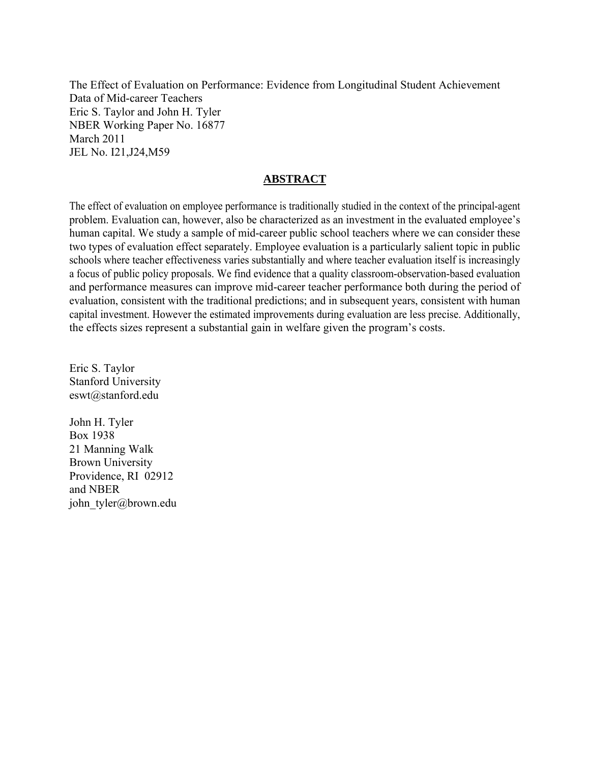The Effect of Evaluation on Performance: Evidence from Longitudinal Student Achievement Data of Mid-career Teachers
Eric S. Taylor and John H. Tyler
NBER Working Paper No. 16877
March 2011
JEL No. I21,J24,M59

## ABSTRACT

The effect of evaluation on employee performance is traditionally studied in the context of the principal-agent problem. Evaluation can, however, also be characterized as an investment in the evaluated employee's human capital. We study a sample of mid-career public school teachers where we can consider these two types of evaluation effect separately. Employee evaluation is a particularly salient topic in public schools where teacher effectiveness varies substantially and where teacher evaluation itself is increasingly a focus of public policy proposals. We find evidence that a quality classroom-observation-based evaluation and performance measures can improve mid-career teacher performance both during the period of evaluation, consistent with the traditional predictions; and in subsequent years, consistent with human capital investment. However the estimated improvements during evaluation are less precise. Additionally, the effects sizes represent a substantial gain in welfare given the program's costs.

Eric S. Taylor
Stanford University
eswt@stanford.edu

John H. Tyler
Box 1938
21 Manning Walk
Brown University
Providence, RI 02912
and NBER
john_tyler@brown.edu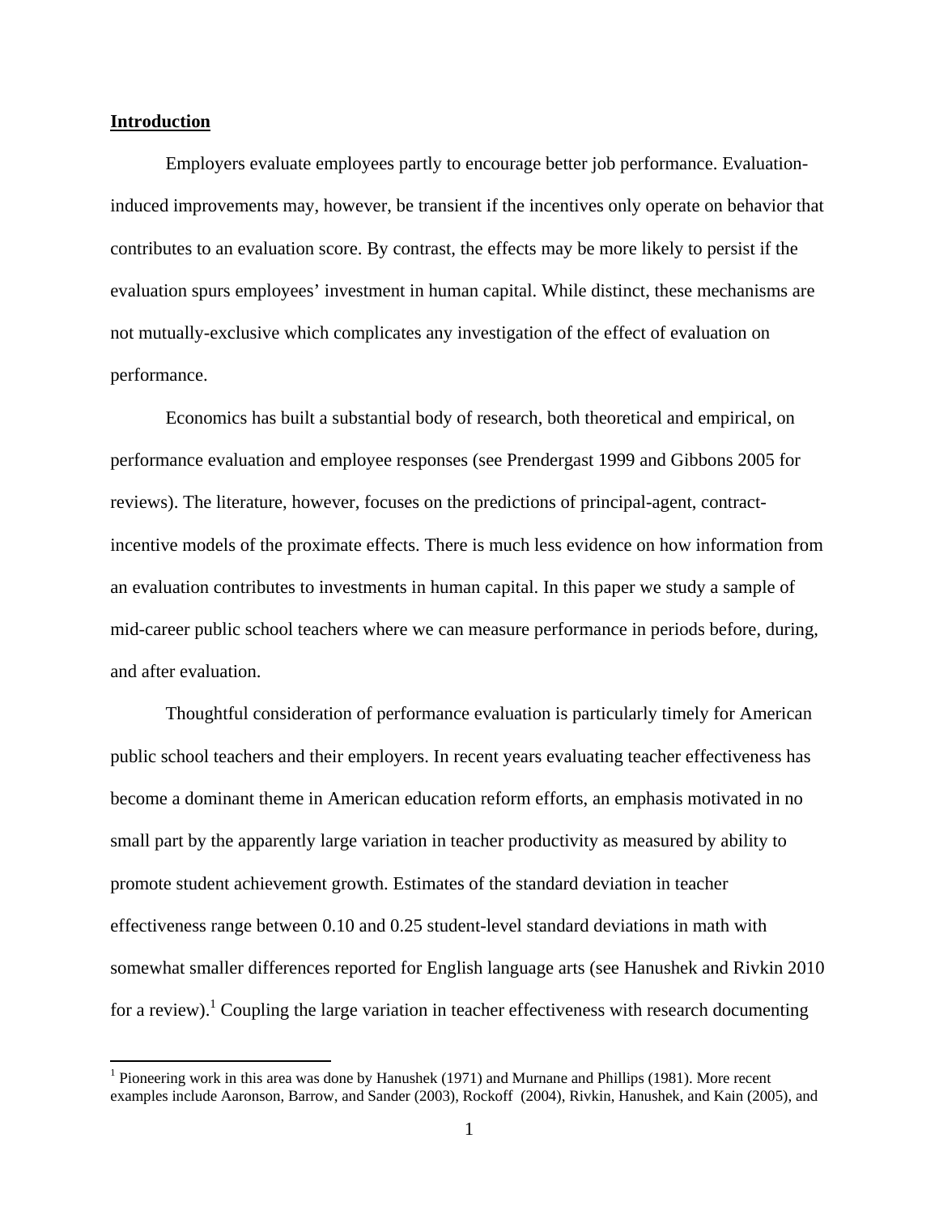## Introduction

Employers evaluate employees partly to encourage better job performance. Evaluation-induced improvements may, however, be transient if the incentives only operate on behavior that contributes to an evaluation score. By contrast, the effects may be more likely to persist if the evaluation spurs employees' investment in human capital. While distinct, these mechanisms are not mutually-exclusive which complicates any investigation of the effect of evaluation on performance.

Economics has built a substantial body of research, both theoretical and empirical, on performance evaluation and employee responses (see Prendergast 1999 and Gibbons 2005 for reviews). The literature, however, focuses on the predictions of principal-agent, contract-incentive models of the proximate effects. There is much less evidence on how information from an evaluation contributes to investments in human capital. In this paper we study a sample of mid-career public school teachers where we can measure performance in periods before, during, and after evaluation.

Thoughtful consideration of performance evaluation is particularly timely for American public school teachers and their employers. In recent years evaluating teacher effectiveness has become a dominant theme in American education reform efforts, an emphasis motivated in no small part by the apparently large variation in teacher productivity as measured by ability to promote student achievement growth. Estimates of the standard deviation in teacher effectiveness range between 0.10 and 0.25 student-level standard deviations in math with somewhat smaller differences reported for English language arts (see Hanushek and Rivkin 2010 for a review).[1] Coupling the large variation in teacher effectiveness with research documenting

[1] Pioneering work in this area was done by Hanushek (1971) and Murnane and Phillips (1981). More recent examples include Aaronson, Barrow, and Sander (2003), Rockoff (2004), Rivkin, Hanushek, and Kain (2005), and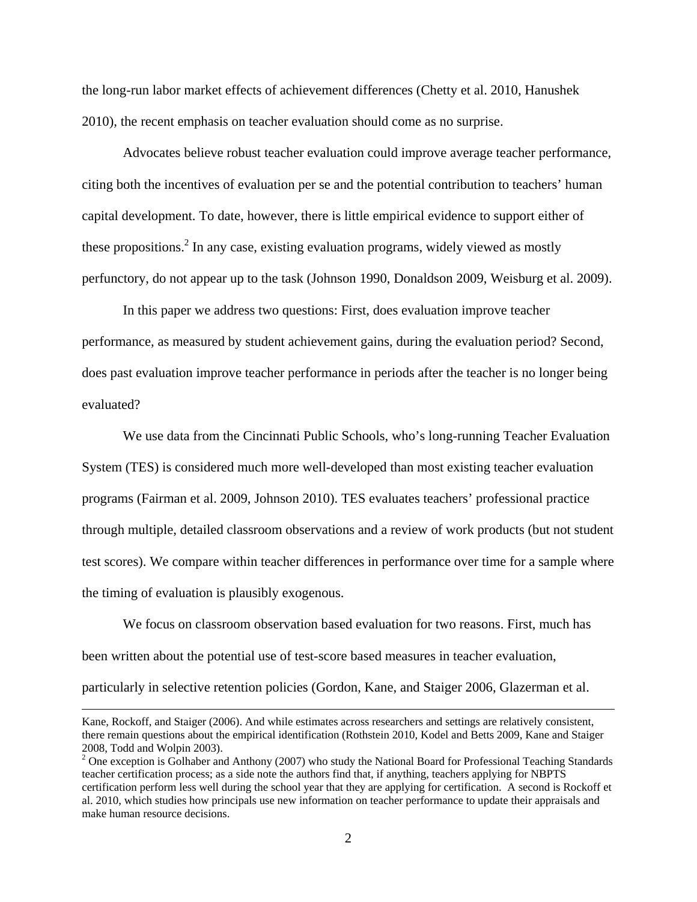the long-run labor market effects of achievement differences (Chetty et al. 2010, Hanushek 2010), the recent emphasis on teacher evaluation should come as no surprise.

Advocates believe robust teacher evaluation could improve average teacher performance, citing both the incentives of evaluation per se and the potential contribution to teachers' human capital development. To date, however, there is little empirical evidence to support either of these propositions.[2] In any case, existing evaluation programs, widely viewed as mostly perfunctory, do not appear up to the task (Johnson 1990, Donaldson 2009, Weisburg et al. 2009).

In this paper we address two questions: First, does evaluation improve teacher performance, as measured by student achievement gains, during the evaluation period? Second, does past evaluation improve teacher performance in periods after the teacher is no longer being evaluated?

We use data from the Cincinnati Public Schools, who's long-running Teacher Evaluation System (TES) is considered much more well-developed than most existing teacher evaluation programs (Fairman et al. 2009, Johnson 2010). TES evaluates teachers' professional practice through multiple, detailed classroom observations and a review of work products (but not student test scores). We compare within teacher differences in performance over time for a sample where the timing of evaluation is plausibly exogenous.

We focus on classroom observation based evaluation for two reasons. First, much has been written about the potential use of test-score based measures in teacher evaluation, particularly in selective retention policies (Gordon, Kane, and Staiger 2006, Glazerman et al.

---

Kane, Rockoff, and Staiger (2006). And while estimates across researchers and settings are relatively consistent, there remain questions about the empirical identification (Rothstein 2010, Kodel and Betts 2009, Kane and Staiger 2008, Todd and Wolpin 2003).

[2] One exception is Golhaber and Anthony (2007) who study the National Board for Professional Teaching Standards teacher certification process; as a side note the authors find that, if anything, teachers applying for NBPTS certification perform less well during the school year that they are applying for certification. A second is Rockoff et al. 2010, which studies how principals use new information on teacher performance to update their appraisals and make human resource decisions.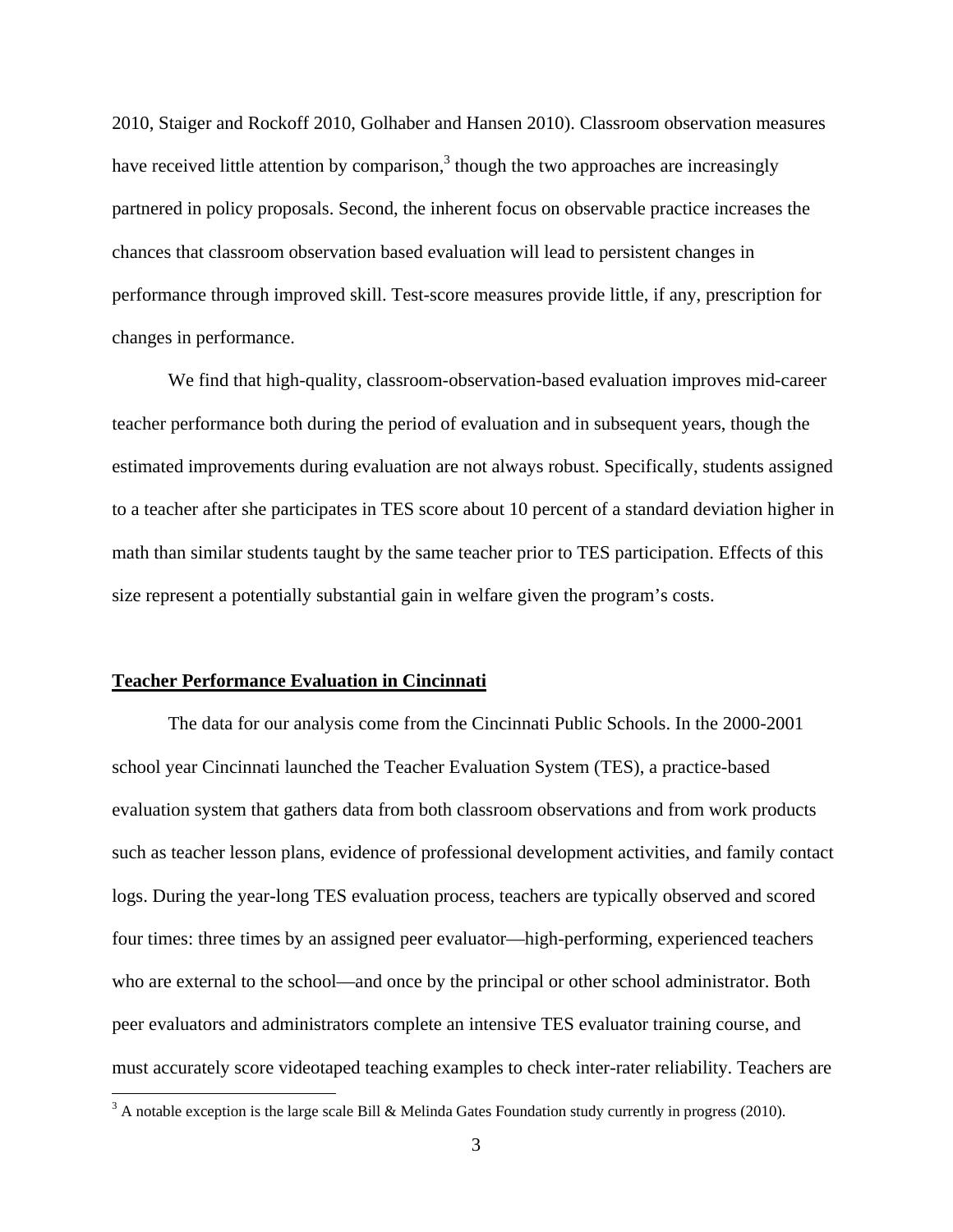2010, Staiger and Rockoff 2010, Golhaber and Hansen 2010). Classroom observation measures have received little attention by comparison,[3] though the two approaches are increasingly partnered in policy proposals. Second, the inherent focus on observable practice increases the chances that classroom observation based evaluation will lead to persistent changes in performance through improved skill. Test-score measures provide little, if any, prescription for changes in performance.

We find that high-quality, classroom-observation-based evaluation improves mid-career teacher performance both during the period of evaluation and in subsequent years, though the estimated improvements during evaluation are not always robust. Specifically, students assigned to a teacher after she participates in TES score about 10 percent of a standard deviation higher in math than similar students taught by the same teacher prior to TES participation. Effects of this size represent a potentially substantial gain in welfare given the program's costs.

## Teacher Performance Evaluation in Cincinnati

The data for our analysis come from the Cincinnati Public Schools. In the 2000-2001 school year Cincinnati launched the Teacher Evaluation System (TES), a practice-based evaluation system that gathers data from both classroom observations and from work products such as teacher lesson plans, evidence of professional development activities, and family contact logs. During the year-long TES evaluation process, teachers are typically observed and scored four times: three times by an assigned peer evaluator—high-performing, experienced teachers who are external to the school—and once by the principal or other school administrator. Both peer evaluators and administrators complete an intensive TES evaluator training course, and must accurately score videotaped teaching examples to check inter-rater reliability. Teachers are

[3] A notable exception is the large scale Bill & Melinda Gates Foundation study currently in progress (2010).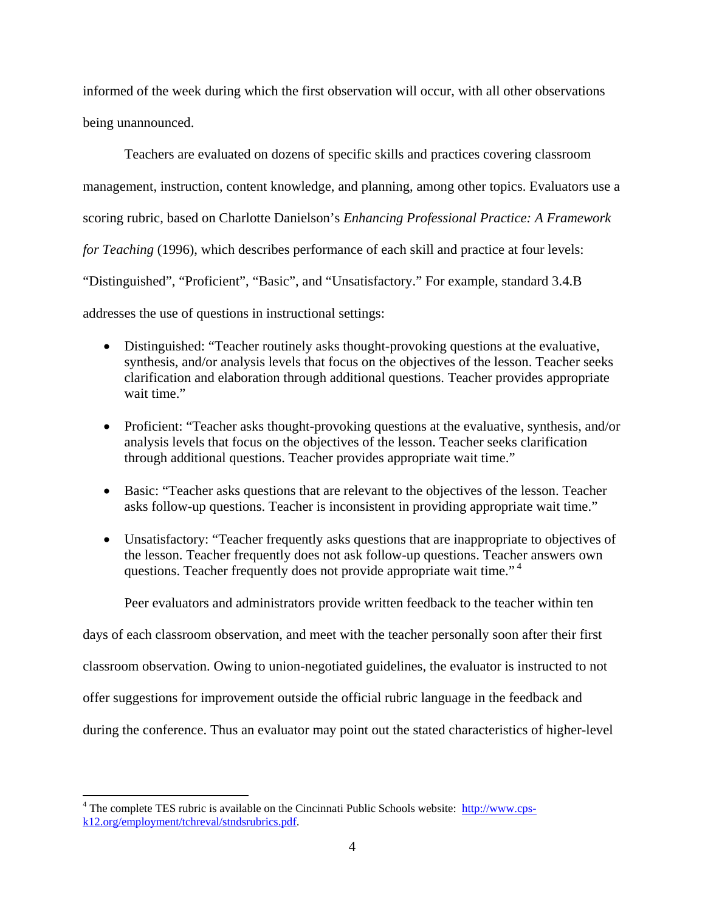informed of the week during which the first observation will occur, with all other observations being unannounced.

Teachers are evaluated on dozens of specific skills and practices covering classroom management, instruction, content knowledge, and planning, among other topics. Evaluators use a scoring rubric, based on Charlotte Danielson's *Enhancing Professional Practice: A Framework for Teaching* (1996), which describes performance of each skill and practice at four levels: "Distinguished", "Proficient", "Basic", and "Unsatisfactory." For example, standard 3.4.B addresses the use of questions in instructional settings:

- Distinguished: "Teacher routinely asks thought-provoking questions at the evaluative, synthesis, and/or analysis levels that focus on the objectives of the lesson. Teacher seeks clarification and elaboration through additional questions. Teacher provides appropriate wait time."
- Proficient: "Teacher asks thought-provoking questions at the evaluative, synthesis, and/or analysis levels that focus on the objectives of the lesson. Teacher seeks clarification through additional questions. Teacher provides appropriate wait time."
- Basic: "Teacher asks questions that are relevant to the objectives of the lesson. Teacher asks follow-up questions. Teacher is inconsistent in providing appropriate wait time."
- Unsatisfactory: "Teacher frequently asks questions that are inappropriate to objectives of the lesson. Teacher frequently does not ask follow-up questions. Teacher answers own questions. Teacher frequently does not provide appropriate wait time." [4]

Peer evaluators and administrators provide written feedback to the teacher within ten days of each classroom observation, and meet with the teacher personally soon after their first classroom observation. Owing to union-negotiated guidelines, the evaluator is instructed to not offer suggestions for improvement outside the official rubric language in the feedback and during the conference. Thus an evaluator may point out the stated characteristics of higher-level

[4] The complete TES rubric is available on the Cincinnati Public Schools website: http://www.cps-k12.org/employment/tchreval/stndsrubrics.pdf.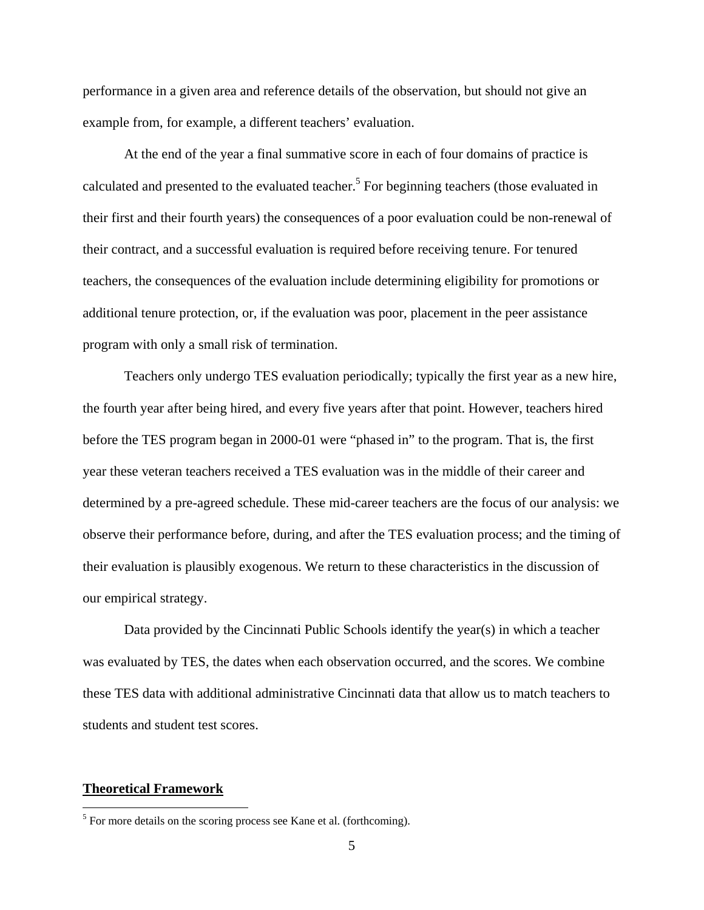performance in a given area and reference details of the observation, but should not give an example from, for example, a different teachers' evaluation.

At the end of the year a final summative score in each of four domains of practice is calculated and presented to the evaluated teacher.[5] For beginning teachers (those evaluated in their first and their fourth years) the consequences of a poor evaluation could be non-renewal of their contract, and a successful evaluation is required before receiving tenure. For tenured teachers, the consequences of the evaluation include determining eligibility for promotions or additional tenure protection, or, if the evaluation was poor, placement in the peer assistance program with only a small risk of termination.

Teachers only undergo TES evaluation periodically; typically the first year as a new hire, the fourth year after being hired, and every five years after that point. However, teachers hired before the TES program began in 2000-01 were "phased in" to the program. That is, the first year these veteran teachers received a TES evaluation was in the middle of their career and determined by a pre-agreed schedule. These mid-career teachers are the focus of our analysis: we observe their performance before, during, and after the TES evaluation process; and the timing of their evaluation is plausibly exogenous. We return to these characteristics in the discussion of our empirical strategy.

Data provided by the Cincinnati Public Schools identify the year(s) in which a teacher was evaluated by TES, the dates when each observation occurred, and the scores. We combine these TES data with additional administrative Cincinnati data that allow us to match teachers to students and student test scores.

## Theoretical Framework

[5] For more details on the scoring process see Kane et al. (forthcoming).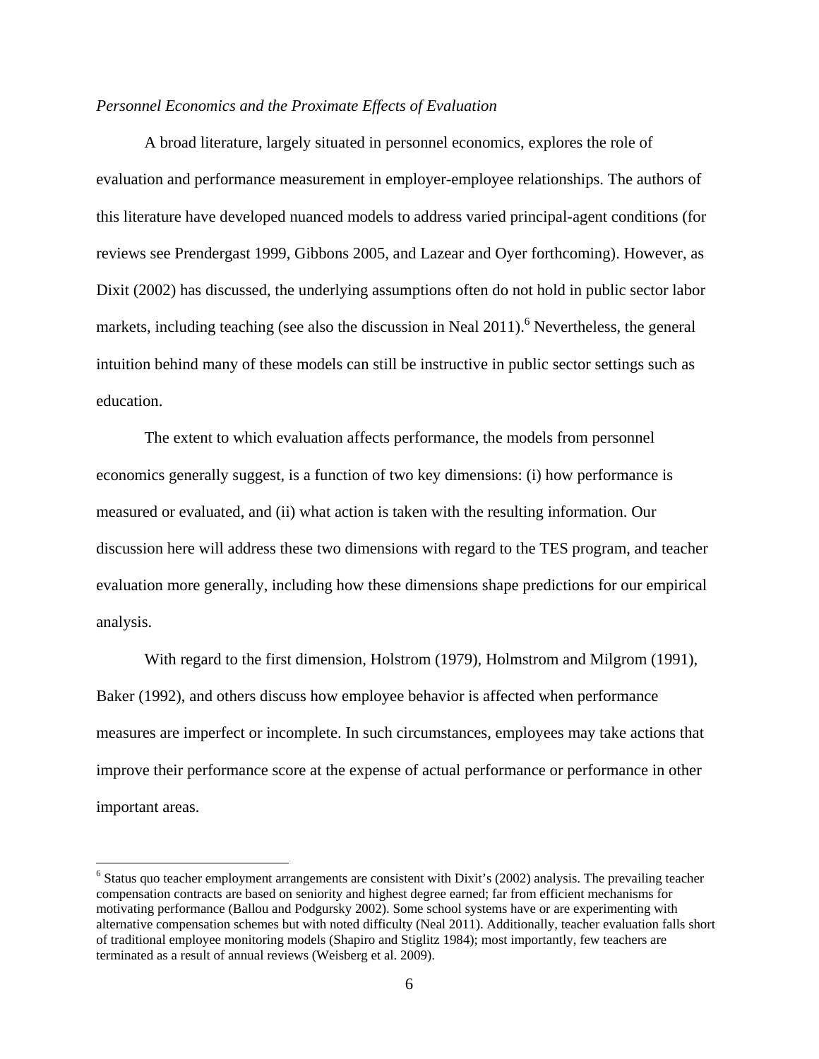*Personnel Economics and the Proximate Effects of Evaluation*

A broad literature, largely situated in personnel economics, explores the role of evaluation and performance measurement in employer-employee relationships. The authors of this literature have developed nuanced models to address varied principal-agent conditions (for reviews see Prendergast 1999, Gibbons 2005, and Lazear and Oyer forthcoming). However, as Dixit (2002) has discussed, the underlying assumptions often do not hold in public sector labor markets, including teaching (see also the discussion in Neal 2011).[6] Nevertheless, the general intuition behind many of these models can still be instructive in public sector settings such as education.

The extent to which evaluation affects performance, the models from personnel economics generally suggest, is a function of two key dimensions: (i) how performance is measured or evaluated, and (ii) what action is taken with the resulting information. Our discussion here will address these two dimensions with regard to the TES program, and teacher evaluation more generally, including how these dimensions shape predictions for our empirical analysis.

With regard to the first dimension, Holstrom (1979), Holmstrom and Milgrom (1991), Baker (1992), and others discuss how employee behavior is affected when performance measures are imperfect or incomplete. In such circumstances, employees may take actions that improve their performance score at the expense of actual performance or performance in other important areas.

[6] Status quo teacher employment arrangements are consistent with Dixit's (2002) analysis. The prevailing teacher compensation contracts are based on seniority and highest degree earned; far from efficient mechanisms for motivating performance (Ballou and Podgursky 2002). Some school systems have or are experimenting with alternative compensation schemes but with noted difficulty (Neal 2011). Additionally, teacher evaluation falls short of traditional employee monitoring models (Shapiro and Stiglitz 1984); most importantly, few teachers are terminated as a result of annual reviews (Weisberg et al. 2009).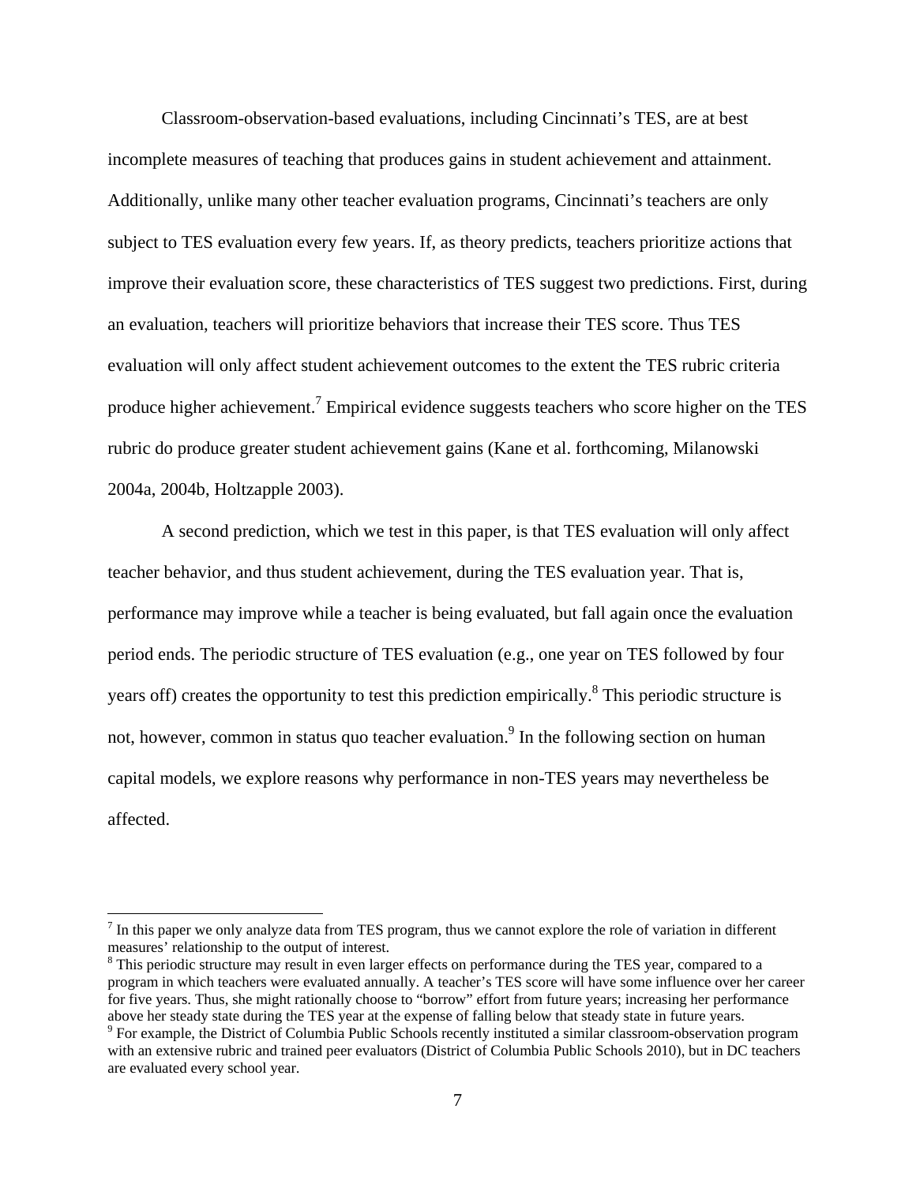Classroom-observation-based evaluations, including Cincinnati's TES, are at best incomplete measures of teaching that produces gains in student achievement and attainment. Additionally, unlike many other teacher evaluation programs, Cincinnati's teachers are only subject to TES evaluation every few years. If, as theory predicts, teachers prioritize actions that improve their evaluation score, these characteristics of TES suggest two predictions. First, during an evaluation, teachers will prioritize behaviors that increase their TES score. Thus TES evaluation will only affect student achievement outcomes to the extent the TES rubric criteria produce higher achievement.[7] Empirical evidence suggests teachers who score higher on the TES rubric do produce greater student achievement gains (Kane et al. forthcoming, Milanowski 2004a, 2004b, Holtzapple 2003).

A second prediction, which we test in this paper, is that TES evaluation will only affect teacher behavior, and thus student achievement, during the TES evaluation year. That is, performance may improve while a teacher is being evaluated, but fall again once the evaluation period ends. The periodic structure of TES evaluation (e.g., one year on TES followed by four years off) creates the opportunity to test this prediction empirically.[8] This periodic structure is not, however, common in status quo teacher evaluation.[9] In the following section on human capital models, we explore reasons why performance in non-TES years may nevertheless be affected.

---

[7] In this paper we only analyze data from TES program, thus we cannot explore the role of variation in different measures' relationship to the output of interest.

[8] This periodic structure may result in even larger effects on performance during the TES year, compared to a program in which teachers were evaluated annually. A teacher's TES score will have some influence over her career for five years. Thus, she might rationally choose to "borrow" effort from future years; increasing her performance above her steady state during the TES year at the expense of falling below that steady state in future years.

[9] For example, the District of Columbia Public Schools recently instituted a similar classroom-observation program with an extensive rubric and trained peer evaluators (District of Columbia Public Schools 2010), but in DC teachers are evaluated every school year.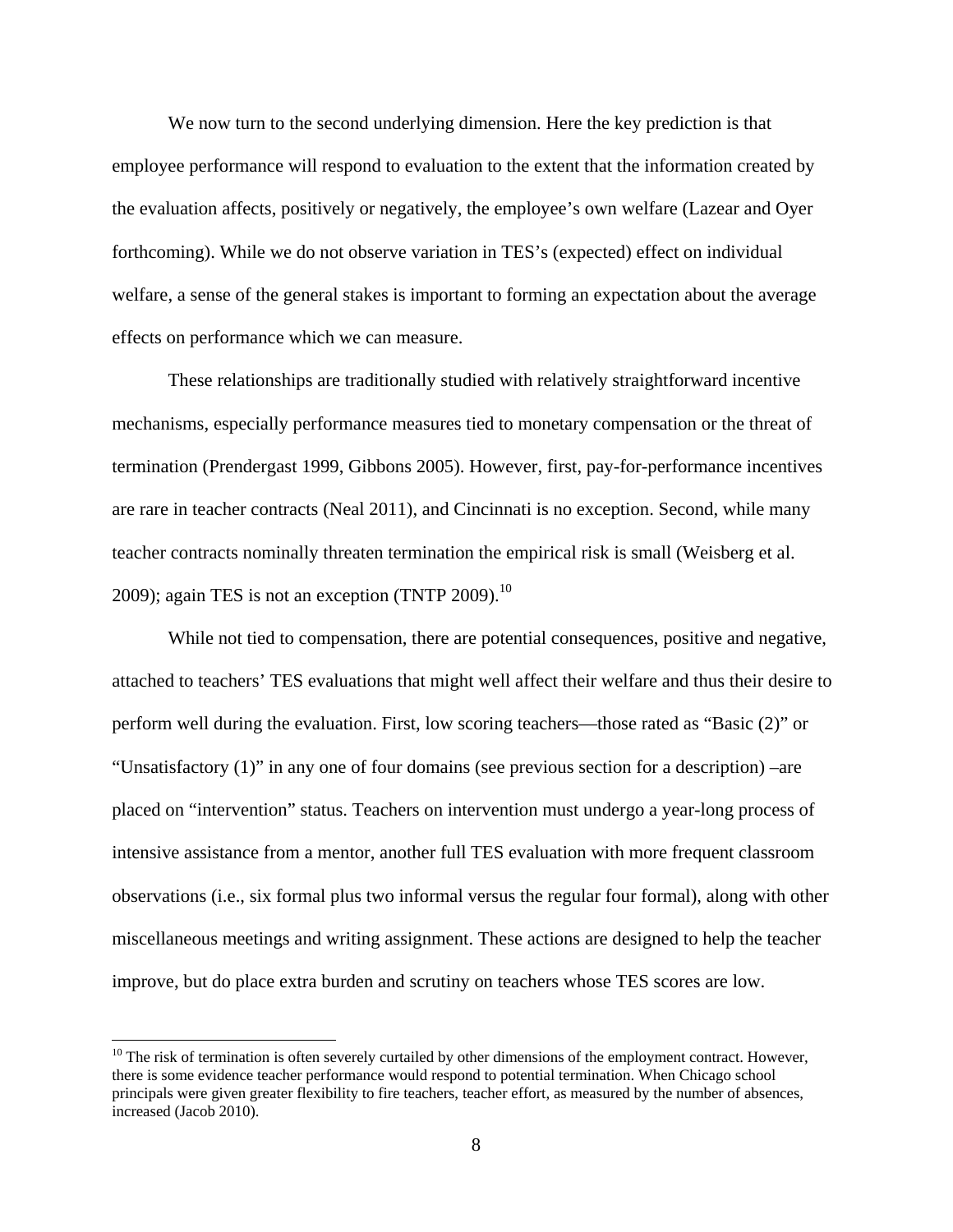We now turn to the second underlying dimension. Here the key prediction is that employee performance will respond to evaluation to the extent that the information created by the evaluation affects, positively or negatively, the employee's own welfare (Lazear and Oyer forthcoming). While we do not observe variation in TES's (expected) effect on individual welfare, a sense of the general stakes is important to forming an expectation about the average effects on performance which we can measure.

These relationships are traditionally studied with relatively straightforward incentive mechanisms, especially performance measures tied to monetary compensation or the threat of termination (Prendergast 1999, Gibbons 2005). However, first, pay-for-performance incentives are rare in teacher contracts (Neal 2011), and Cincinnati is no exception. Second, while many teacher contracts nominally threaten termination the empirical risk is small (Weisberg et al. 2009); again TES is not an exception (TNTP 2009).[10]

While not tied to compensation, there are potential consequences, positive and negative, attached to teachers' TES evaluations that might well affect their welfare and thus their desire to perform well during the evaluation. First, low scoring teachers—those rated as "Basic (2)" or "Unsatisfactory (1)" in any one of four domains (see previous section for a description) –are placed on "intervention" status. Teachers on intervention must undergo a year-long process of intensive assistance from a mentor, another full TES evaluation with more frequent classroom observations (i.e., six formal plus two informal versus the regular four formal), along with other miscellaneous meetings and writing assignment. These actions are designed to help the teacher improve, but do place extra burden and scrutiny on teachers whose TES scores are low.

---

[10] The risk of termination is often severely curtailed by other dimensions of the employment contract. However, there is some evidence teacher performance would respond to potential termination. When Chicago school principals were given greater flexibility to fire teachers, teacher effort, as measured by the number of absences, increased (Jacob 2010).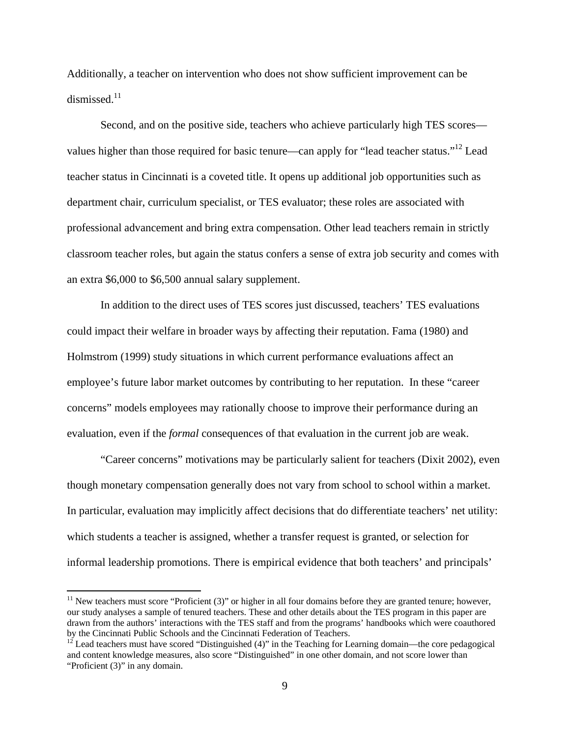Additionally, a teacher on intervention who does not show sufficient improvement can be dismissed.[11]

Second, and on the positive side, teachers who achieve particularly high TES scores—values higher than those required for basic tenure—can apply for "lead teacher status."[12] Lead teacher status in Cincinnati is a coveted title. It opens up additional job opportunities such as department chair, curriculum specialist, or TES evaluator; these roles are associated with professional advancement and bring extra compensation. Other lead teachers remain in strictly classroom teacher roles, but again the status confers a sense of extra job security and comes with an extra $6,000 to $6,500 annual salary supplement.

In addition to the direct uses of TES scores just discussed, teachers' TES evaluations could impact their welfare in broader ways by affecting their reputation. Fama (1980) and Holmstrom (1999) study situations in which current performance evaluations affect an employee's future labor market outcomes by contributing to her reputation. In these "career concerns" models employees may rationally choose to improve their performance during an evaluation, even if the *formal* consequences of that evaluation in the current job are weak.

"Career concerns" motivations may be particularly salient for teachers (Dixit 2002), even though monetary compensation generally does not vary from school to school within a market. In particular, evaluation may implicitly affect decisions that do differentiate teachers' net utility: which students a teacher is assigned, whether a transfer request is granted, or selection for informal leadership promotions. There is empirical evidence that both teachers' and principals'

[11] New teachers must score "Proficient (3)" or higher in all four domains before they are granted tenure; however, our study analyses a sample of tenured teachers. These and other details about the TES program in this paper are drawn from the authors' interactions with the TES staff and from the programs' handbooks which were coauthored by the Cincinnati Public Schools and the Cincinnati Federation of Teachers.

[12] Lead teachers must have scored "Distinguished (4)" in the Teaching for Learning domain—the core pedagogical and content knowledge measures, also score "Distinguished" in one other domain, and not score lower than "Proficient (3)" in any domain.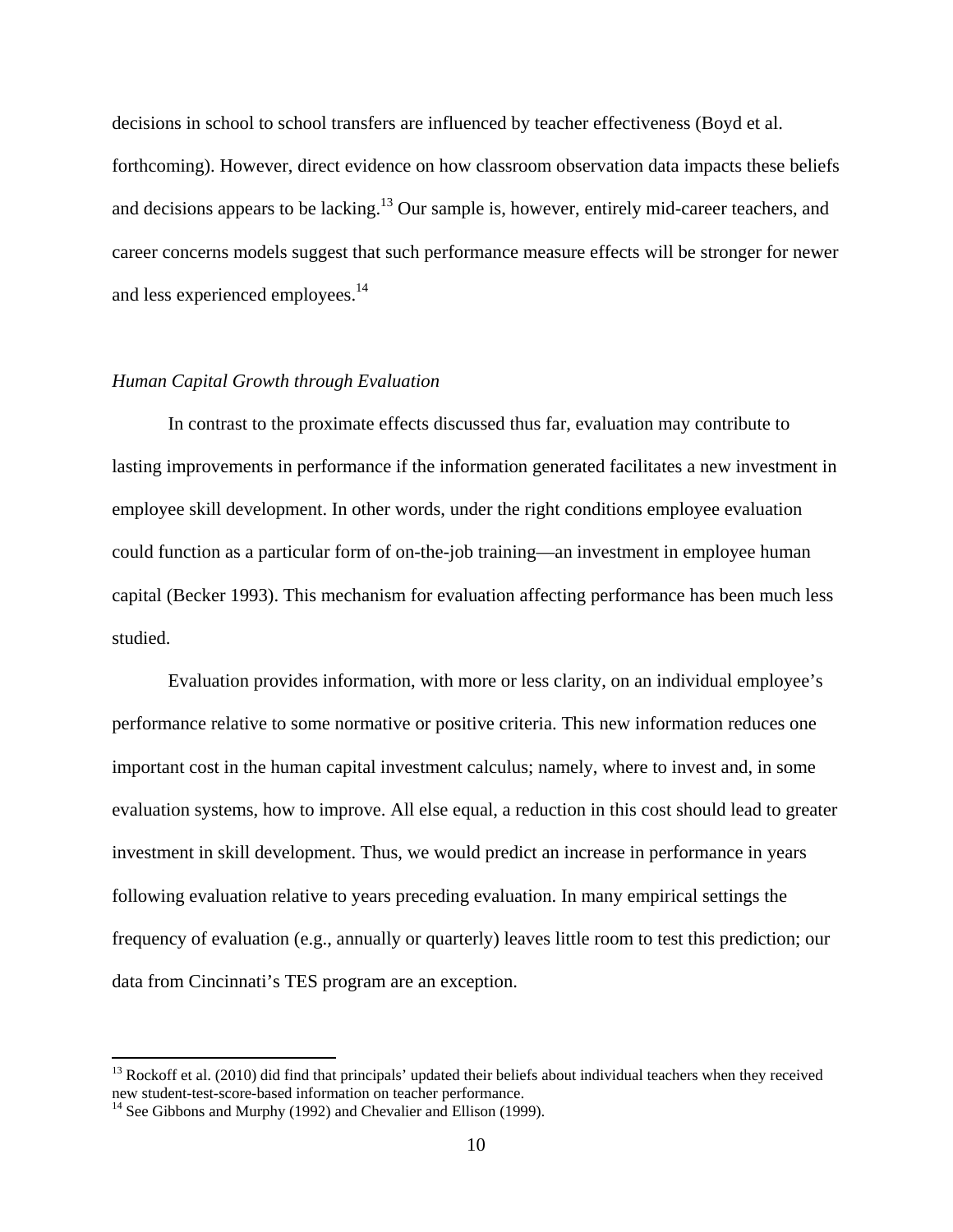decisions in school to school transfers are influenced by teacher effectiveness (Boyd et al. forthcoming). However, direct evidence on how classroom observation data impacts these beliefs and decisions appears to be lacking.[13] Our sample is, however, entirely mid-career teachers, and career concerns models suggest that such performance measure effects will be stronger for newer and less experienced employees.[14]

*Human Capital Growth through Evaluation*

In contrast to the proximate effects discussed thus far, evaluation may contribute to lasting improvements in performance if the information generated facilitates a new investment in employee skill development. In other words, under the right conditions employee evaluation could function as a particular form of on-the-job training—an investment in employee human capital (Becker 1993). This mechanism for evaluation affecting performance has been much less studied.

Evaluation provides information, with more or less clarity, on an individual employee's performance relative to some normative or positive criteria. This new information reduces one important cost in the human capital investment calculus; namely, where to invest and, in some evaluation systems, how to improve. All else equal, a reduction in this cost should lead to greater investment in skill development. Thus, we would predict an increase in performance in years following evaluation relative to years preceding evaluation. In many empirical settings the frequency of evaluation (e.g., annually or quarterly) leaves little room to test this prediction; our data from Cincinnati's TES program are an exception.

[13] Rockoff et al. (2010) did find that principals' updated their beliefs about individual teachers when they received new student-test-score-based information on teacher performance.

[14] See Gibbons and Murphy (1992) and Chevalier and Ellison (1999).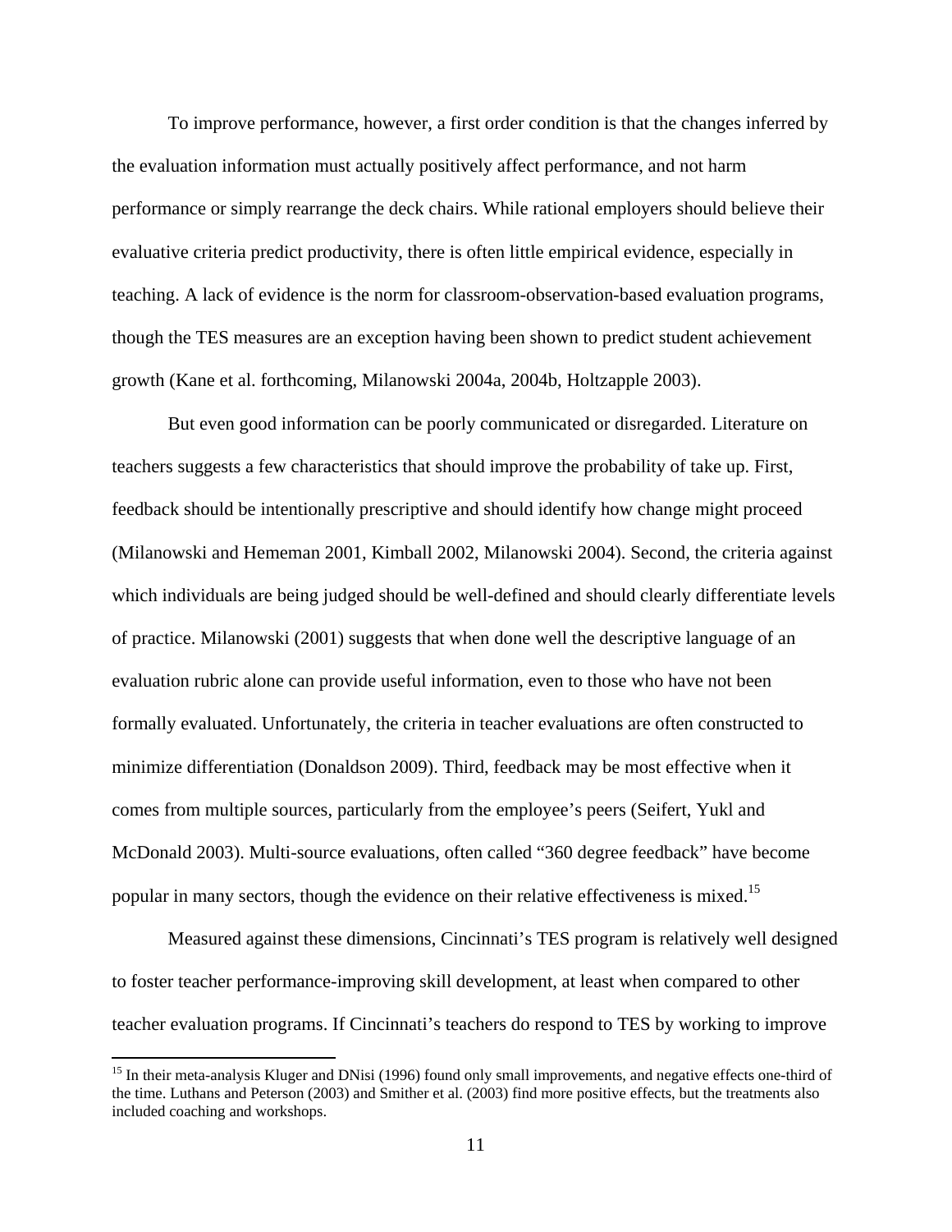To improve performance, however, a first order condition is that the changes inferred by the evaluation information must actually positively affect performance, and not harm performance or simply rearrange the deck chairs. While rational employers should believe their evaluative criteria predict productivity, there is often little empirical evidence, especially in teaching. A lack of evidence is the norm for classroom-observation-based evaluation programs, though the TES measures are an exception having been shown to predict student achievement growth (Kane et al. forthcoming, Milanowski 2004a, 2004b, Holtzapple 2003).

But even good information can be poorly communicated or disregarded. Literature on teachers suggests a few characteristics that should improve the probability of take up. First, feedback should be intentionally prescriptive and should identify how change might proceed (Milanowski and Hememan 2001, Kimball 2002, Milanowski 2004). Second, the criteria against which individuals are being judged should be well-defined and should clearly differentiate levels of practice. Milanowski (2001) suggests that when done well the descriptive language of an evaluation rubric alone can provide useful information, even to those who have not been formally evaluated. Unfortunately, the criteria in teacher evaluations are often constructed to minimize differentiation (Donaldson 2009). Third, feedback may be most effective when it comes from multiple sources, particularly from the employee's peers (Seifert, Yukl and McDonald 2003). Multi-source evaluations, often called "360 degree feedback" have become popular in many sectors, though the evidence on their relative effectiveness is mixed.[15]

Measured against these dimensions, Cincinnati's TES program is relatively well designed to foster teacher performance-improving skill development, at least when compared to other teacher evaluation programs. If Cincinnati's teachers do respond to TES by working to improve

[15] In their meta-analysis Kluger and DNisi (1996) found only small improvements, and negative effects one-third of the time. Luthans and Peterson (2003) and Smither et al. (2003) find more positive effects, but the treatments also included coaching and workshops.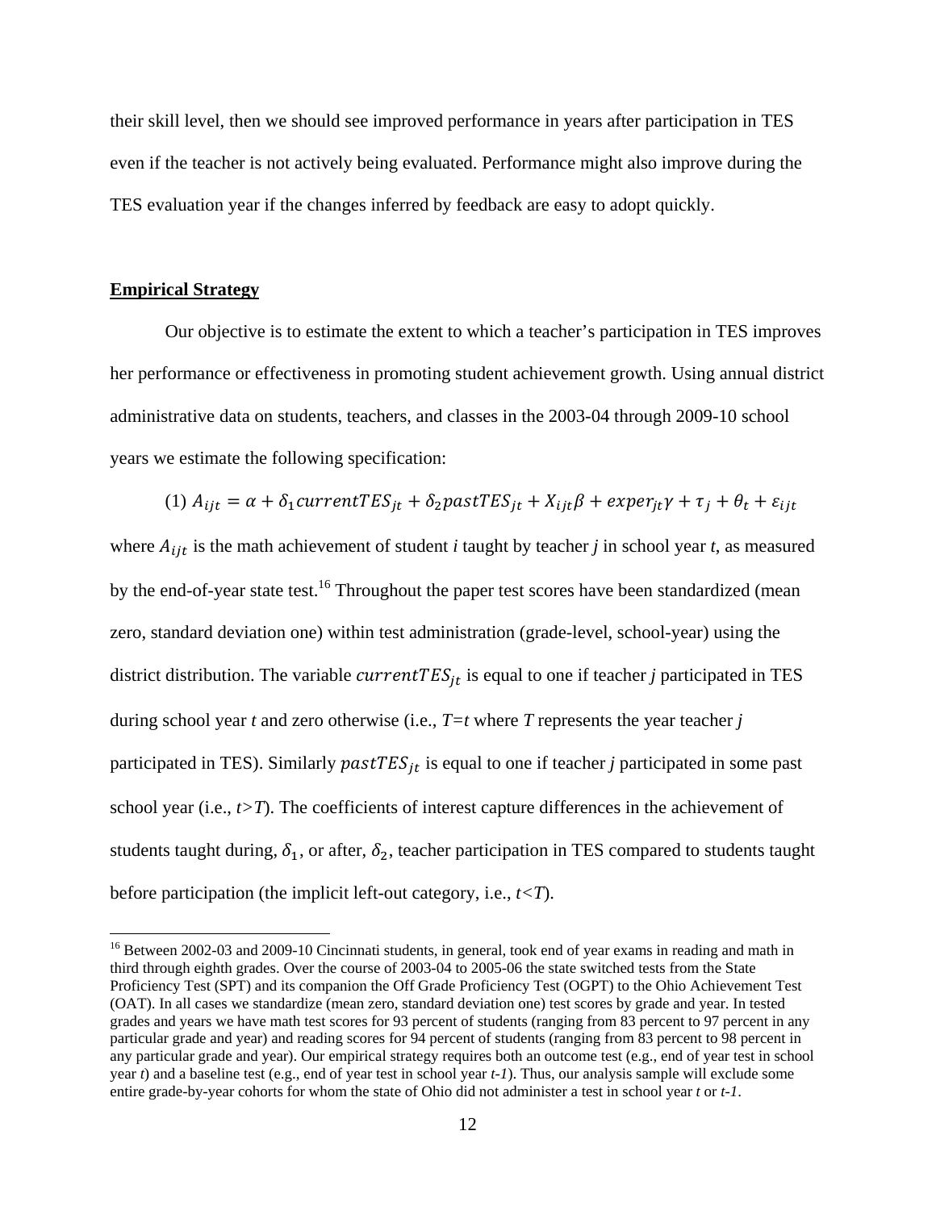their skill level, then we should see improved performance in years after participation in TES even if the teacher is not actively being evaluated. Performance might also improve during the TES evaluation year if the changes inferred by feedback are easy to adopt quickly.

## Empirical Strategy

Our objective is to estimate the extent to which a teacher's participation in TES improves her performance or effectiveness in promoting student achievement growth. Using annual district administrative data on students, teachers, and classes in the 2003-04 through 2009-10 school years we estimate the following specification:

$$(1)\ A_{ijt} = \alpha + \delta_1 currentTES_{jt} + \delta_2 pastTES_{jt} + X_{ijt}\beta + exper_{jt}\gamma + \tau_j + \theta_t + \varepsilon_{ijt}$$

where $A_{ijt}$ is the math achievement of student *i* taught by teacher *j* in school year *t*, as measured by the end-of-year state test.[16] Throughout the paper test scores have been standardized (mean zero, standard deviation one) within test administration (grade-level, school-year) using the district distribution. The variable $currentTES_{jt}$ is equal to one if teacher *j* participated in TES during school year *t* and zero otherwise (i.e., $T=t$ where $T$ represents the year teacher *j* participated in TES). Similarly $pastTES_{jt}$ is equal to one if teacher *j* participated in some past school year (i.e., $t>T$). The coefficients of interest capture differences in the achievement of students taught during, $\delta_1$, or after, $\delta_2$, teacher participation in TES compared to students taught before participation (the implicit left-out category, i.e., $t<T$).

[16] Between 2002-03 and 2009-10 Cincinnati students, in general, took end of year exams in reading and math in third through eighth grades. Over the course of 2003-04 to 2005-06 the state switched tests from the State Proficiency Test (SPT) and its companion the Off Grade Proficiency Test (OGPT) to the Ohio Achievement Test (OAT). In all cases we standardize (mean zero, standard deviation one) test scores by grade and year. In tested grades and years we have math test scores for 93 percent of students (ranging from 83 percent to 97 percent in any particular grade and year) and reading scores for 94 percent of students (ranging from 83 percent to 98 percent in any particular grade and year). Our empirical strategy requires both an outcome test (e.g., end of year test in school year *t*) and a baseline test (e.g., end of year test in school year *t-1*). Thus, our analysis sample will exclude some entire grade-by-year cohorts for whom the state of Ohio did not administer a test in school year *t* or *t-1*.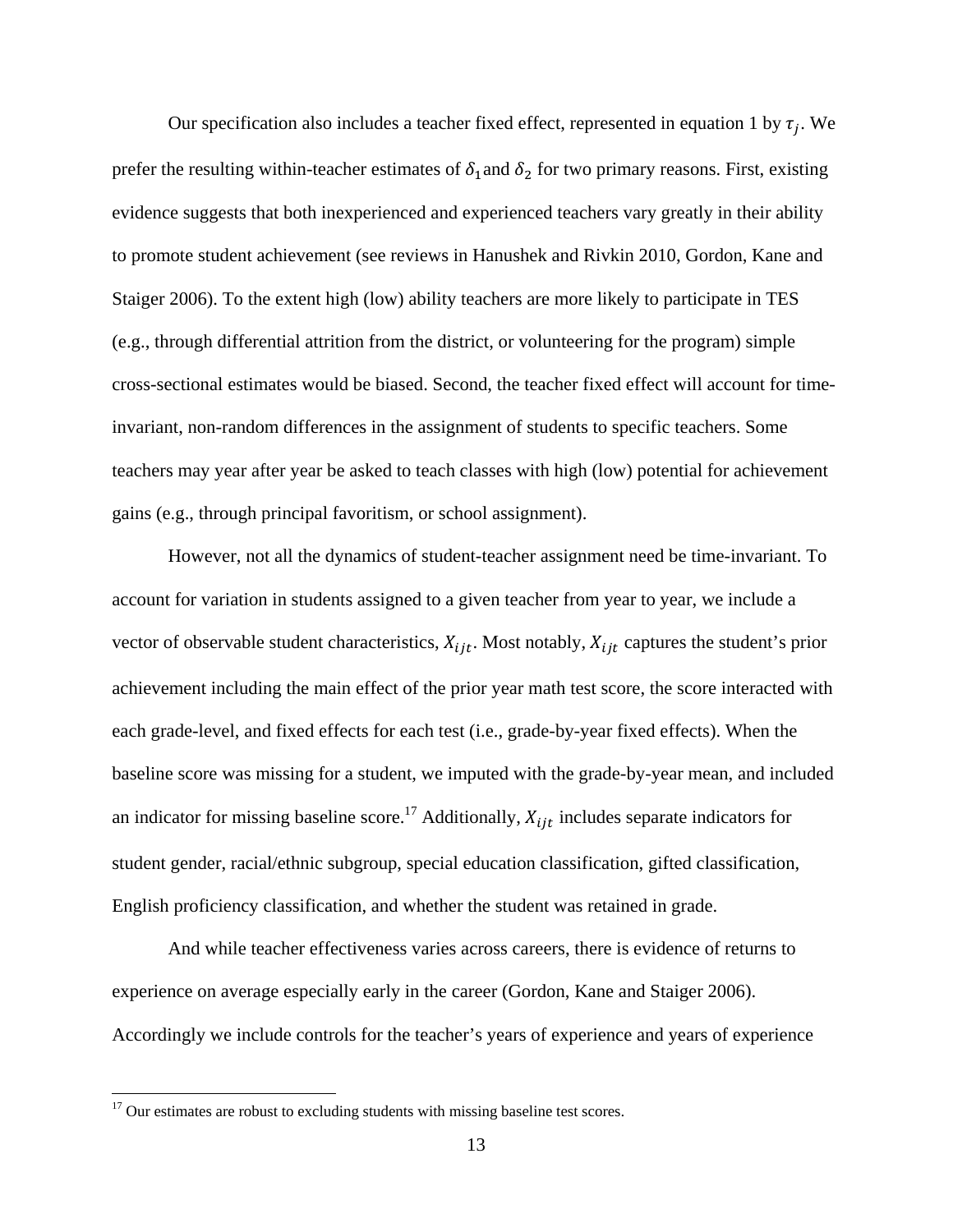Our specification also includes a teacher fixed effect, represented in equation 1 by $\tau_j$. We prefer the resulting within-teacher estimates of $\delta_1$ and $\delta_2$ for two primary reasons. First, existing evidence suggests that both inexperienced and experienced teachers vary greatly in their ability to promote student achievement (see reviews in Hanushek and Rivkin 2010, Gordon, Kane and Staiger 2006). To the extent high (low) ability teachers are more likely to participate in TES (e.g., through differential attrition from the district, or volunteering for the program) simple cross-sectional estimates would be biased. Second, the teacher fixed effect will account for time-invariant, non-random differences in the assignment of students to specific teachers. Some teachers may year after year be asked to teach classes with high (low) potential for achievement gains (e.g., through principal favoritism, or school assignment).

However, not all the dynamics of student-teacher assignment need be time-invariant. To account for variation in students assigned to a given teacher from year to year, we include a vector of observable student characteristics, $X_{ijt}$. Most notably, $X_{ijt}$ captures the student's prior achievement including the main effect of the prior year math test score, the score interacted with each grade-level, and fixed effects for each test (i.e., grade-by-year fixed effects). When the baseline score was missing for a student, we imputed with the grade-by-year mean, and included an indicator for missing baseline score.[17] Additionally, $X_{ijt}$ includes separate indicators for student gender, racial/ethnic subgroup, special education classification, gifted classification, English proficiency classification, and whether the student was retained in grade.

And while teacher effectiveness varies across careers, there is evidence of returns to experience on average especially early in the career (Gordon, Kane and Staiger 2006). Accordingly we include controls for the teacher's years of experience and years of experience

[17] Our estimates are robust to excluding students with missing baseline test scores.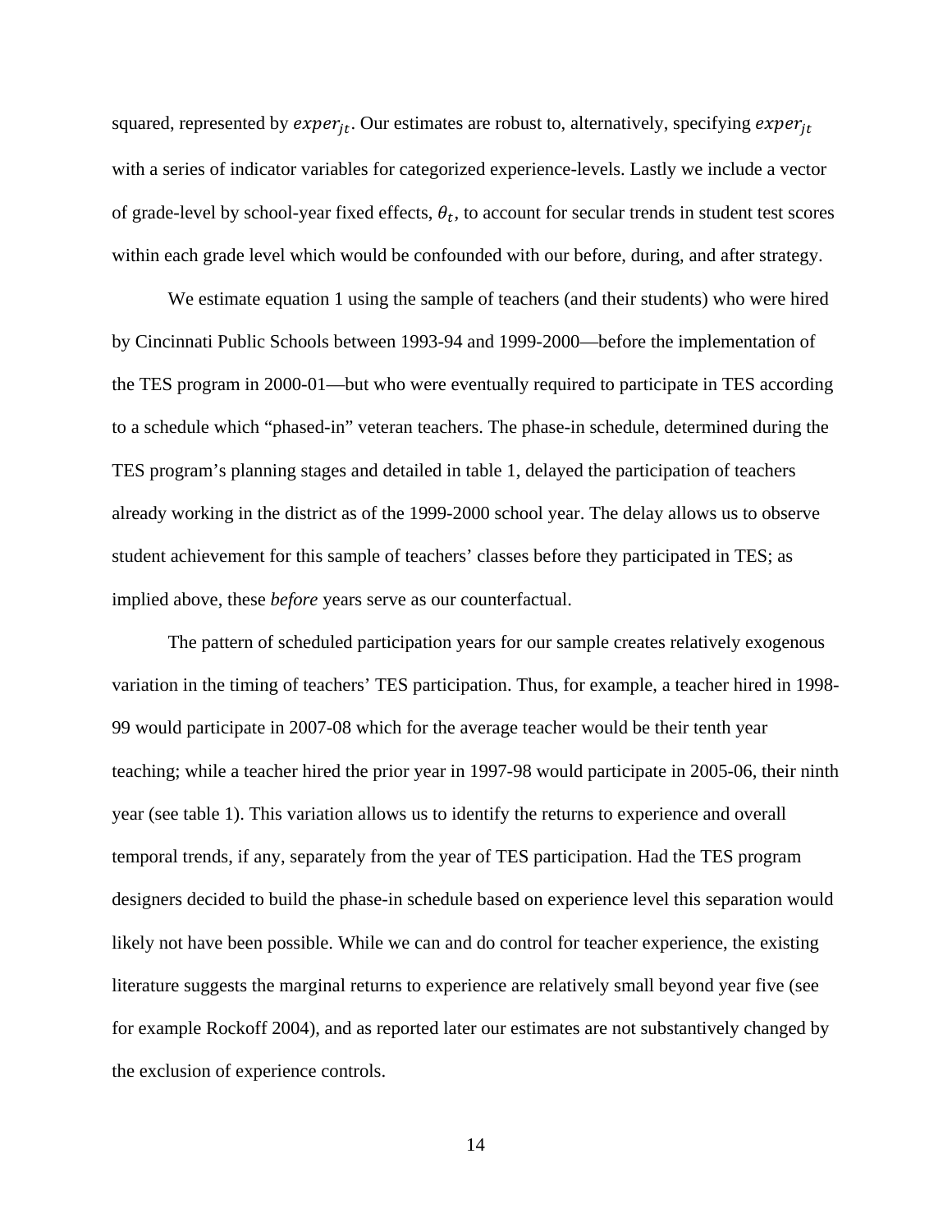squared, represented by $exper_{jt}$. Our estimates are robust to, alternatively, specifying $exper_{jt}$ with a series of indicator variables for categorized experience-levels. Lastly we include a vector of grade-level by school-year fixed effects, $\theta_t$, to account for secular trends in student test scores within each grade level which would be confounded with our before, during, and after strategy.

We estimate equation 1 using the sample of teachers (and their students) who were hired by Cincinnati Public Schools between 1993-94 and 1999-2000—before the implementation of the TES program in 2000-01—but who were eventually required to participate in TES according to a schedule which "phased-in" veteran teachers. The phase-in schedule, determined during the TES program's planning stages and detailed in table 1, delayed the participation of teachers already working in the district as of the 1999-2000 school year. The delay allows us to observe student achievement for this sample of teachers' classes before they participated in TES; as implied above, these *before* years serve as our counterfactual.

The pattern of scheduled participation years for our sample creates relatively exogenous variation in the timing of teachers' TES participation. Thus, for example, a teacher hired in 1998-99 would participate in 2007-08 which for the average teacher would be their tenth year teaching; while a teacher hired the prior year in 1997-98 would participate in 2005-06, their ninth year (see table 1). This variation allows us to identify the returns to experience and overall temporal trends, if any, separately from the year of TES participation. Had the TES program designers decided to build the phase-in schedule based on experience level this separation would likely not have been possible. While we can and do control for teacher experience, the existing literature suggests the marginal returns to experience are relatively small beyond year five (see for example Rockoff 2004), and as reported later our estimates are not substantively changed by the exclusion of experience controls.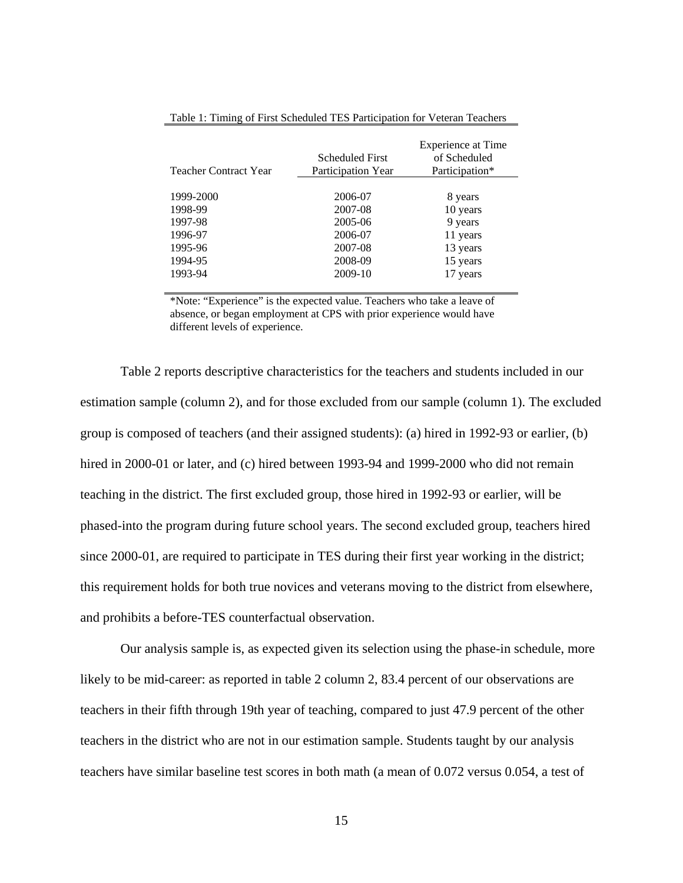Table 1: Timing of First Scheduled TES Participation for Veteran Teachers

| Teacher Contract Year | Scheduled First Participation Year | Experience at Time of Scheduled Participation* |
|---|---|---|
| 1999-2000 | 2006-07 | 8 years |
| 1998-99 | 2007-08 | 10 years |
| 1997-98 | 2005-06 | 9 years |
| 1996-97 | 2006-07 | 11 years |
| 1995-96 | 2007-08 | 13 years |
| 1994-95 | 2008-09 | 15 years |
| 1993-94 | 2009-10 | 17 years |

*Note: "Experience" is the expected value. Teachers who take a leave of absence, or began employment at CPS with prior experience would have different levels of experience.

Table 2 reports descriptive characteristics for the teachers and students included in our estimation sample (column 2), and for those excluded from our sample (column 1). The excluded group is composed of teachers (and their assigned students): (a) hired in 1992-93 or earlier, (b) hired in 2000-01 or later, and (c) hired between 1993-94 and 1999-2000 who did not remain teaching in the district. The first excluded group, those hired in 1992-93 or earlier, will be phased-into the program during future school years. The second excluded group, teachers hired since 2000-01, are required to participate in TES during their first year working in the district; this requirement holds for both true novices and veterans moving to the district from elsewhere, and prohibits a before-TES counterfactual observation.

Our analysis sample is, as expected given its selection using the phase-in schedule, more likely to be mid-career: as reported in table 2 column 2, 83.4 percent of our observations are teachers in their fifth through 19th year of teaching, compared to just 47.9 percent of the other teachers in the district who are not in our estimation sample. Students taught by our analysis teachers have similar baseline test scores in both math (a mean of 0.072 versus 0.054, a test of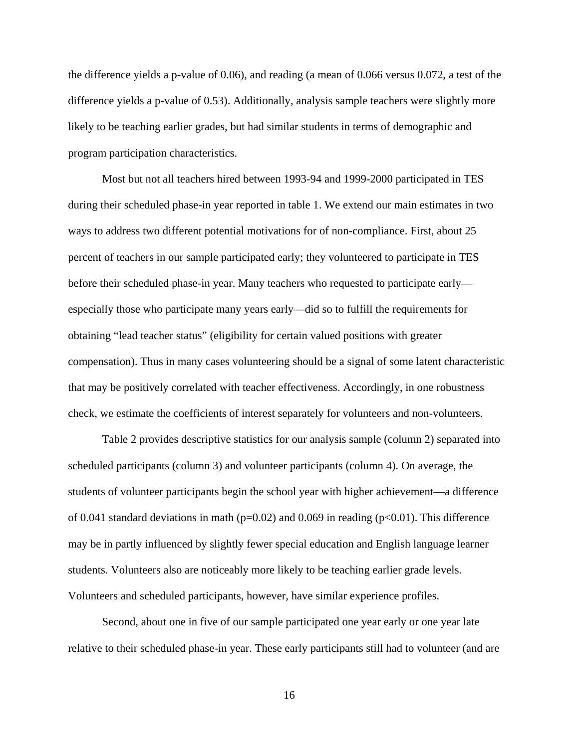the difference yields a p-value of 0.06), and reading (a mean of 0.066 versus 0.072, a test of the difference yields a p-value of 0.53). Additionally, analysis sample teachers were slightly more likely to be teaching earlier grades, but had similar students in terms of demographic and program participation characteristics.

Most but not all teachers hired between 1993-94 and 1999-2000 participated in TES during their scheduled phase-in year reported in table 1. We extend our main estimates in two ways to address two different potential motivations for of non-compliance. First, about 25 percent of teachers in our sample participated early; they volunteered to participate in TES before their scheduled phase-in year. Many teachers who requested to participate early—especially those who participate many years early—did so to fulfill the requirements for obtaining "lead teacher status" (eligibility for certain valued positions with greater compensation). Thus in many cases volunteering should be a signal of some latent characteristic that may be positively correlated with teacher effectiveness. Accordingly, in one robustness check, we estimate the coefficients of interest separately for volunteers and non-volunteers.

Table 2 provides descriptive statistics for our analysis sample (column 2) separated into scheduled participants (column 3) and volunteer participants (column 4). On average, the students of volunteer participants begin the school year with higher achievement—a difference of 0.041 standard deviations in math ($p=0.02$) and 0.069 in reading ($p<0.01$). This difference may be in partly influenced by slightly fewer special education and English language learner students. Volunteers also are noticeably more likely to be teaching earlier grade levels. Volunteers and scheduled participants, however, have similar experience profiles.

Second, about one in five of our sample participated one year early or one year late relative to their scheduled phase-in year. These early participants still had to volunteer (and are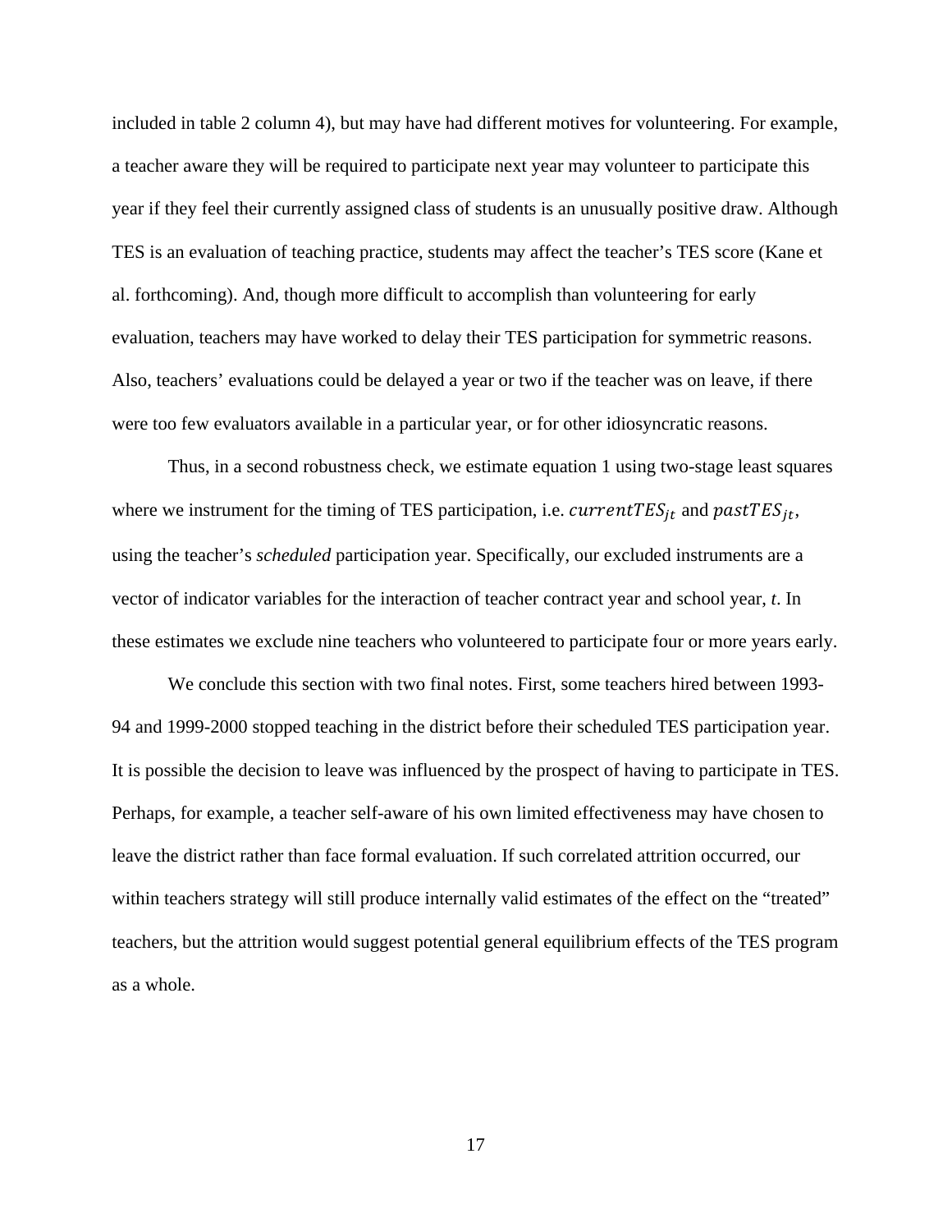included in table 2 column 4), but may have had different motives for volunteering. For example, a teacher aware they will be required to participate next year may volunteer to participate this year if they feel their currently assigned class of students is an unusually positive draw. Although TES is an evaluation of teaching practice, students may affect the teacher's TES score (Kane et al. forthcoming). And, though more difficult to accomplish than volunteering for early evaluation, teachers may have worked to delay their TES participation for symmetric reasons. Also, teachers' evaluations could be delayed a year or two if the teacher was on leave, if there were too few evaluators available in a particular year, or for other idiosyncratic reasons.

Thus, in a second robustness check, we estimate equation 1 using two-stage least squares where we instrument for the timing of TES participation, i.e. $currentTES_{jt}$ and $pastTES_{jt}$, using the teacher's *scheduled* participation year. Specifically, our excluded instruments are a vector of indicator variables for the interaction of teacher contract year and school year, *t*. In these estimates we exclude nine teachers who volunteered to participate four or more years early.

We conclude this section with two final notes. First, some teachers hired between 1993-94 and 1999-2000 stopped teaching in the district before their scheduled TES participation year. It is possible the decision to leave was influenced by the prospect of having to participate in TES. Perhaps, for example, a teacher self-aware of his own limited effectiveness may have chosen to leave the district rather than face formal evaluation. If such correlated attrition occurred, our within teachers strategy will still produce internally valid estimates of the effect on the "treated" teachers, but the attrition would suggest potential general equilibrium effects of the TES program as a whole.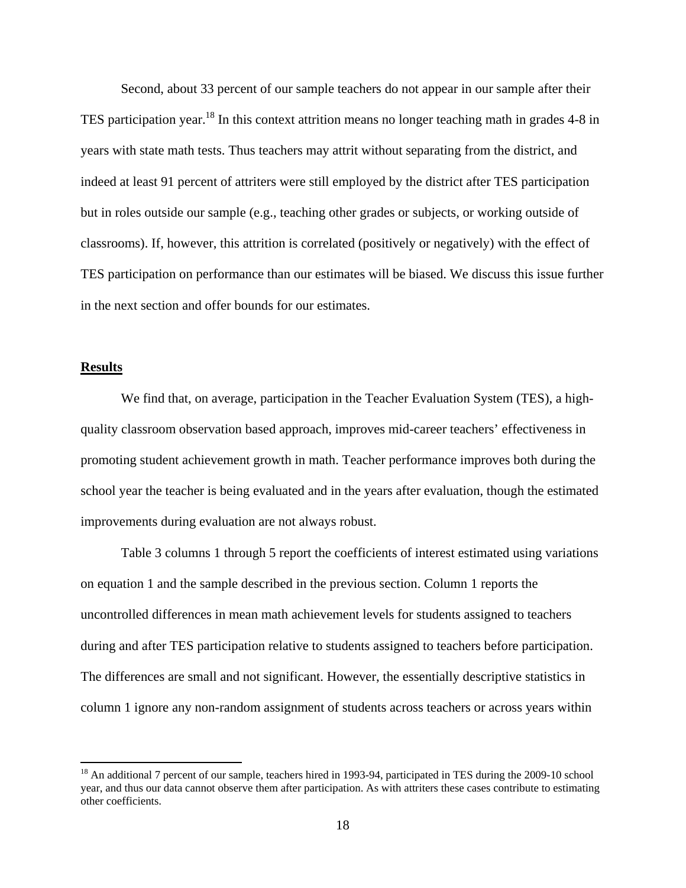Second, about 33 percent of our sample teachers do not appear in our sample after their TES participation year.[18] In this context attrition means no longer teaching math in grades 4-8 in years with state math tests. Thus teachers may attrit without separating from the district, and indeed at least 91 percent of attriters were still employed by the district after TES participation but in roles outside our sample (e.g., teaching other grades or subjects, or working outside of classrooms). If, however, this attrition is correlated (positively or negatively) with the effect of TES participation on performance than our estimates will be biased. We discuss this issue further in the next section and offer bounds for our estimates.

## Results

We find that, on average, participation in the Teacher Evaluation System (TES), a high-quality classroom observation based approach, improves mid-career teachers' effectiveness in promoting student achievement growth in math. Teacher performance improves both during the school year the teacher is being evaluated and in the years after evaluation, though the estimated improvements during evaluation are not always robust.

Table 3 columns 1 through 5 report the coefficients of interest estimated using variations on equation 1 and the sample described in the previous section. Column 1 reports the uncontrolled differences in mean math achievement levels for students assigned to teachers during and after TES participation relative to students assigned to teachers before participation. The differences are small and not significant. However, the essentially descriptive statistics in column 1 ignore any non-random assignment of students across teachers or across years within

[18] An additional 7 percent of our sample, teachers hired in 1993-94, participated in TES during the 2009-10 school year, and thus our data cannot observe them after participation. As with attriters these cases contribute to estimating other coefficients.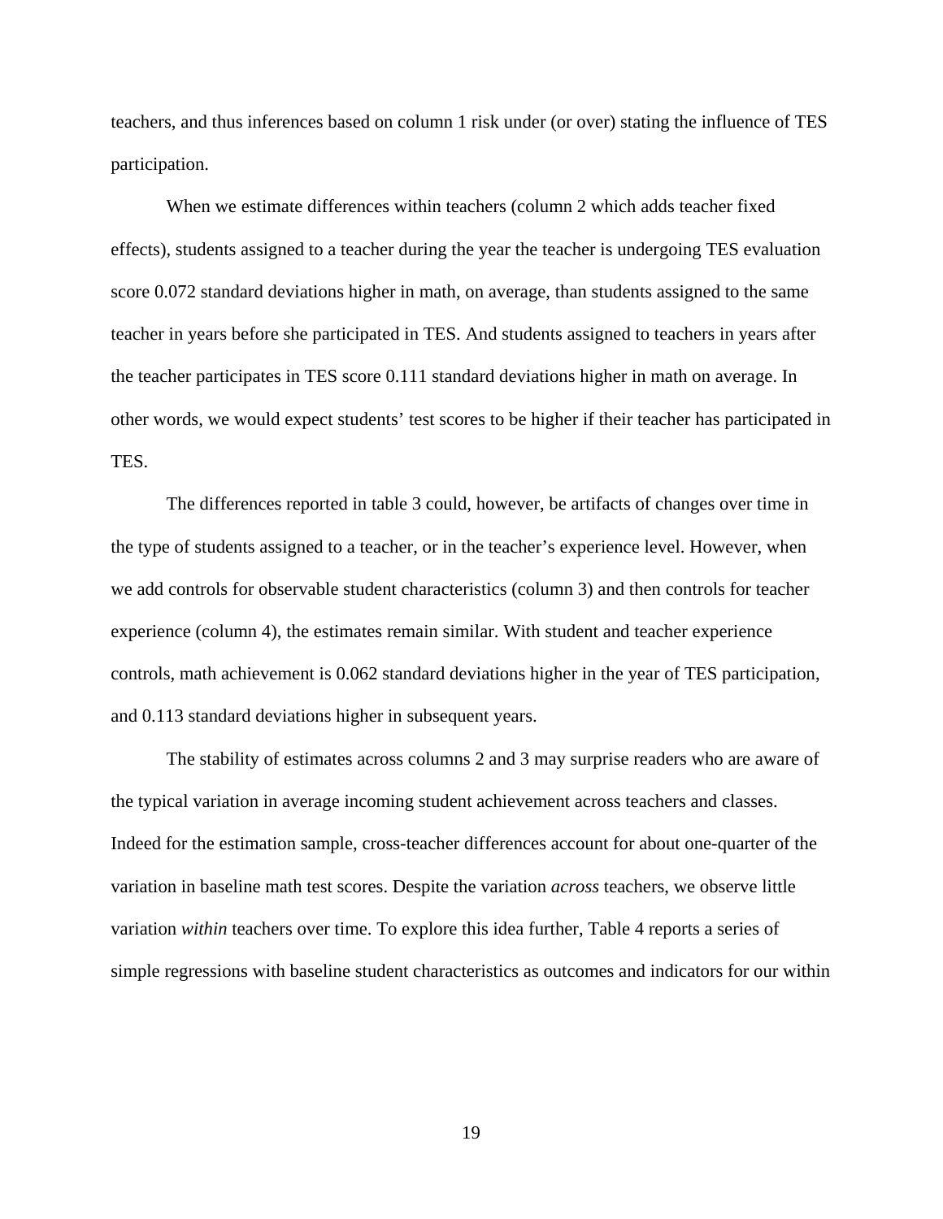teachers, and thus inferences based on column 1 risk under (or over) stating the influence of TES participation.

When we estimate differences within teachers (column 2 which adds teacher fixed effects), students assigned to a teacher during the year the teacher is undergoing TES evaluation score 0.072 standard deviations higher in math, on average, than students assigned to the same teacher in years before she participated in TES. And students assigned to teachers in years after the teacher participates in TES score 0.111 standard deviations higher in math on average. In other words, we would expect students' test scores to be higher if their teacher has participated in TES.

The differences reported in table 3 could, however, be artifacts of changes over time in the type of students assigned to a teacher, or in the teacher's experience level. However, when we add controls for observable student characteristics (column 3) and then controls for teacher experience (column 4), the estimates remain similar. With student and teacher experience controls, math achievement is 0.062 standard deviations higher in the year of TES participation, and 0.113 standard deviations higher in subsequent years.

The stability of estimates across columns 2 and 3 may surprise readers who are aware of the typical variation in average incoming student achievement across teachers and classes. Indeed for the estimation sample, cross-teacher differences account for about one-quarter of the variation in baseline math test scores. Despite the variation *across* teachers, we observe little variation *within* teachers over time. To explore this idea further, Table 4 reports a series of simple regressions with baseline student characteristics as outcomes and indicators for our within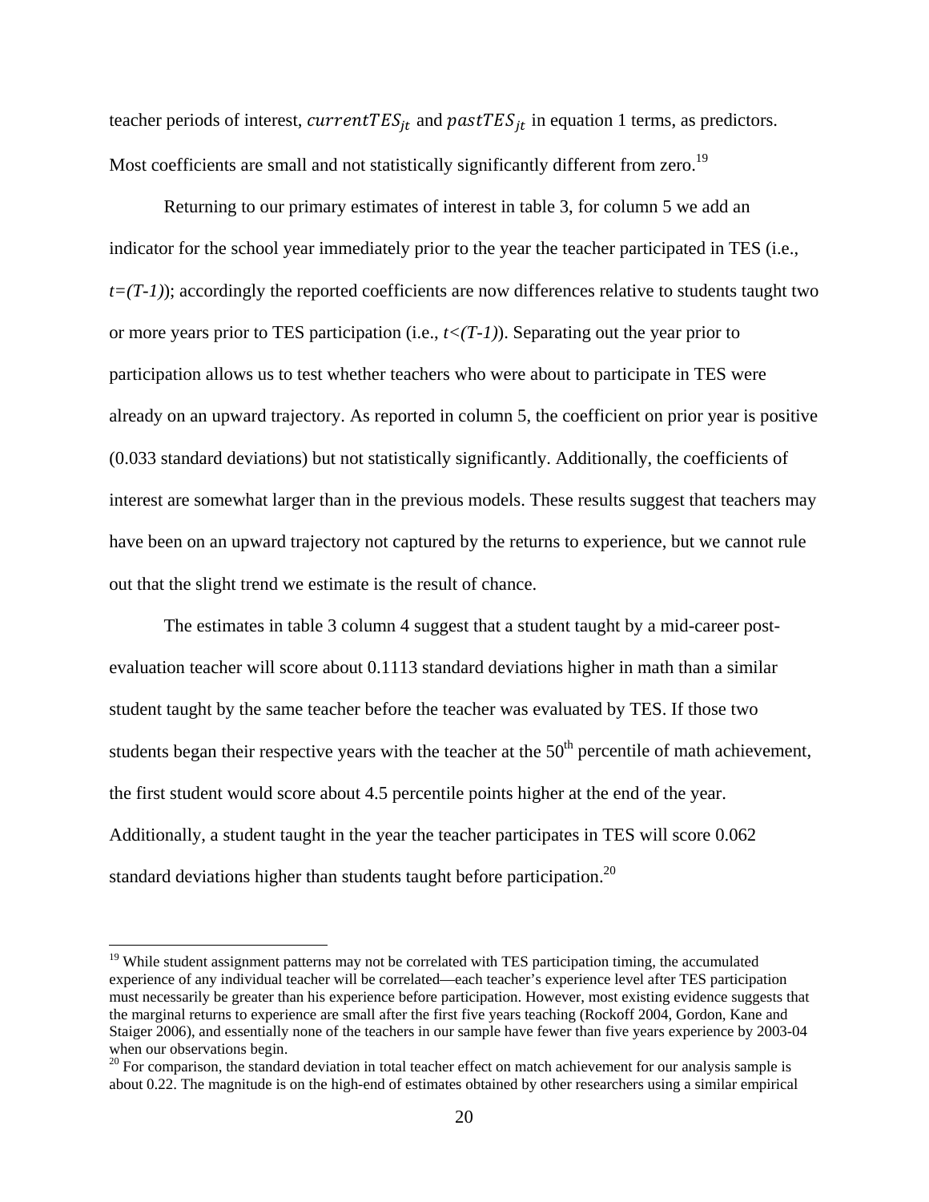teacher periods of interest, $currentTES_{jt}$ and $pastTES_{jt}$ in equation 1 terms, as predictors. Most coefficients are small and not statistically significantly different from zero.[19]

Returning to our primary estimates of interest in table 3, for column 5 we add an indicator for the school year immediately prior to the year the teacher participated in TES (i.e., $t=(T-1)$); accordingly the reported coefficients are now differences relative to students taught two or more years prior to TES participation (i.e., $t<(T-1)$). Separating out the year prior to participation allows us to test whether teachers who were about to participate in TES were already on an upward trajectory. As reported in column 5, the coefficient on prior year is positive (0.033 standard deviations) but not statistically significantly. Additionally, the coefficients of interest are somewhat larger than in the previous models. These results suggest that teachers may have been on an upward trajectory not captured by the returns to experience, but we cannot rule out that the slight trend we estimate is the result of chance.

The estimates in table 3 column 4 suggest that a student taught by a mid-career post-evaluation teacher will score about 0.1113 standard deviations higher in math than a similar student taught by the same teacher before the teacher was evaluated by TES. If those two students began their respective years with the teacher at the 50th percentile of math achievement, the first student would score about 4.5 percentile points higher at the end of the year. Additionally, a student taught in the year the teacher participates in TES will score 0.062 standard deviations higher than students taught before participation.[20]

---

[19] While student assignment patterns may not be correlated with TES participation timing, the accumulated experience of any individual teacher will be correlated—each teacher's experience level after TES participation must necessarily be greater than his experience before participation. However, most existing evidence suggests that the marginal returns to experience are small after the first five years teaching (Rockoff 2004, Gordon, Kane and Staiger 2006), and essentially none of the teachers in our sample have fewer than five years experience by 2003-04 when our observations begin.

[20] For comparison, the standard deviation in total teacher effect on match achievement for our analysis sample is about 0.22. The magnitude is on the high-end of estimates obtained by other researchers using a similar empirical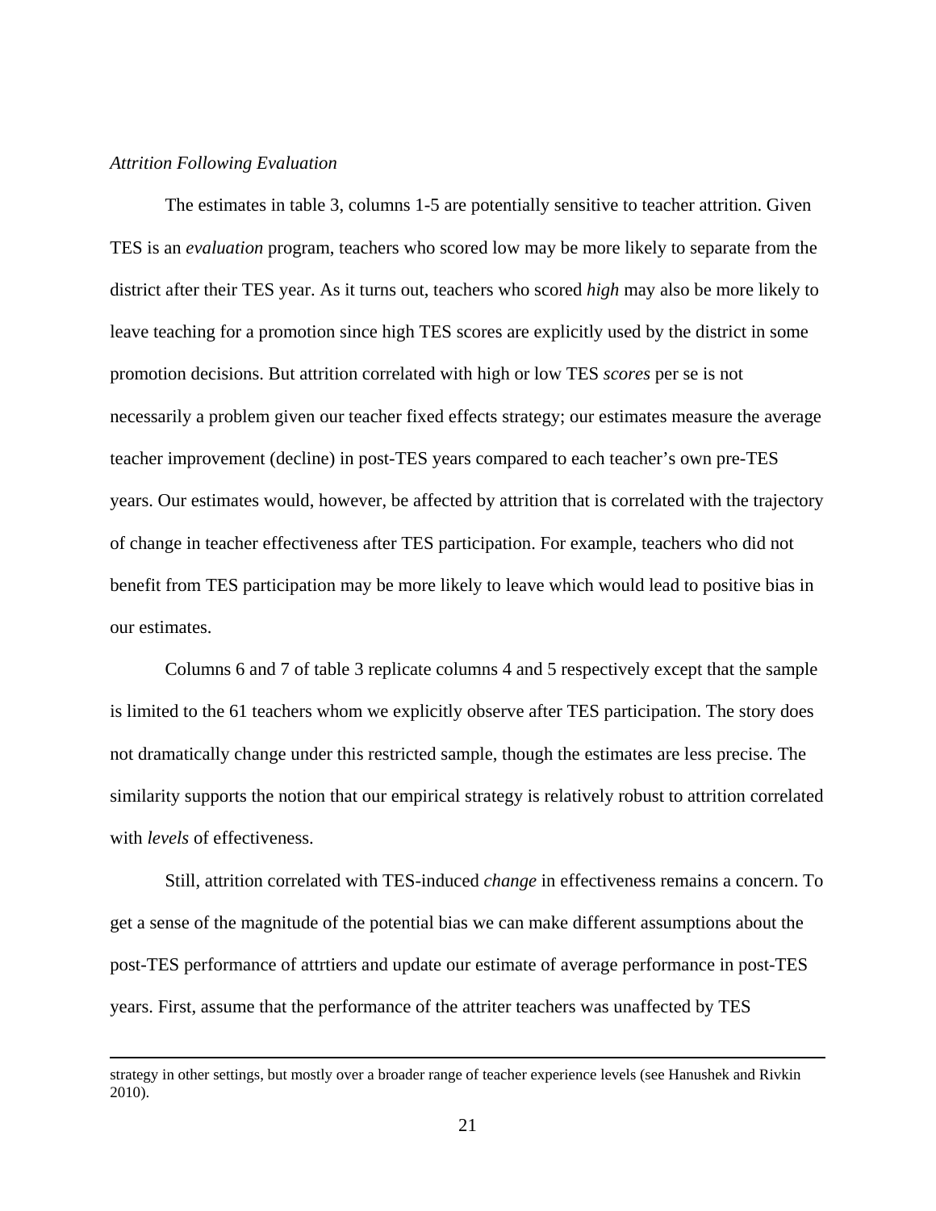*Attrition Following Evaluation*

The estimates in table 3, columns 1-5 are potentially sensitive to teacher attrition. Given TES is an *evaluation* program, teachers who scored low may be more likely to separate from the district after their TES year. As it turns out, teachers who scored *high* may also be more likely to leave teaching for a promotion since high TES scores are explicitly used by the district in some promotion decisions. But attrition correlated with high or low TES *scores* per se is not necessarily a problem given our teacher fixed effects strategy; our estimates measure the average teacher improvement (decline) in post-TES years compared to each teacher's own pre-TES years. Our estimates would, however, be affected by attrition that is correlated with the trajectory of change in teacher effectiveness after TES participation. For example, teachers who did not benefit from TES participation may be more likely to leave which would lead to positive bias in our estimates.

Columns 6 and 7 of table 3 replicate columns 4 and 5 respectively except that the sample is limited to the 61 teachers whom we explicitly observe after TES participation. The story does not dramatically change under this restricted sample, though the estimates are less precise. The similarity supports the notion that our empirical strategy is relatively robust to attrition correlated with *levels* of effectiveness.

Still, attrition correlated with TES-induced *change* in effectiveness remains a concern. To get a sense of the magnitude of the potential bias we can make different assumptions about the post-TES performance of attrtiers and update our estimate of average performance in post-TES years. First, assume that the performance of the attriter teachers was unaffected by TES

strategy in other settings, but mostly over a broader range of teacher experience levels (see Hanushek and Rivkin 2010).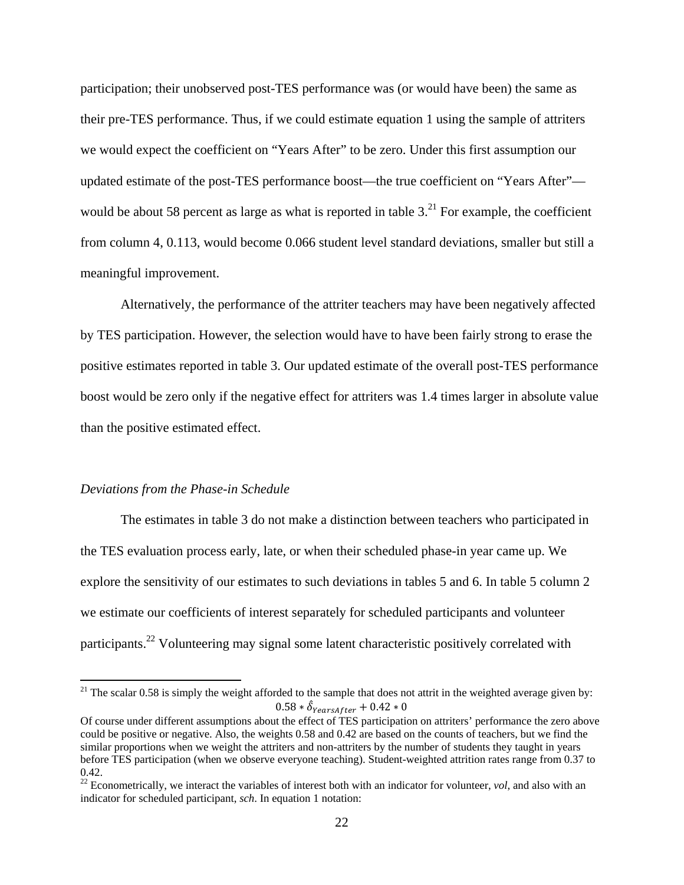participation; their unobserved post-TES performance was (or would have been) the same as their pre-TES performance. Thus, if we could estimate equation 1 using the sample of attriters we would expect the coefficient on "Years After" to be zero. Under this first assumption our updated estimate of the post-TES performance boost—the true coefficient on "Years After"—would be about 58 percent as large as what is reported in table 3.[21] For example, the coefficient from column 4, 0.113, would become 0.066 student level standard deviations, smaller but still a meaningful improvement.

Alternatively, the performance of the attriter teachers may have been negatively affected by TES participation. However, the selection would have to have been fairly strong to erase the positive estimates reported in table 3. Our updated estimate of the overall post-TES performance boost would be zero only if the negative effect for attriters was 1.4 times larger in absolute value than the positive estimated effect.

*Deviations from the Phase-in Schedule*

The estimates in table 3 do not make a distinction between teachers who participated in the TES evaluation process early, late, or when their scheduled phase-in year came up. We explore the sensitivity of our estimates to such deviations in tables 5 and 6. In table 5 column 2 we estimate our coefficients of interest separately for scheduled participants and volunteer participants.[22] Volunteering may signal some latent characteristic positively correlated with

---

[21] The scalar 0.58 is simply the weight afforded to the sample that does not attrit in the weighted average given by:

$$0.58 * \hat{\delta}_{YearsAfter} + 0.42 * 0$$

Of course under different assumptions about the effect of TES participation on attriters' performance the zero above could be positive or negative. Also, the weights 0.58 and 0.42 are based on the counts of teachers, but we find the similar proportions when we weight the attriters and non-attriters by the number of students they taught in years before TES participation (when we observe everyone teaching). Student-weighted attrition rates range from 0.37 to 0.42.

[22] Econometrically, we interact the variables of interest both with an indicator for volunteer, *vol*, and also with an indicator for scheduled participant, *sch*. In equation 1 notation: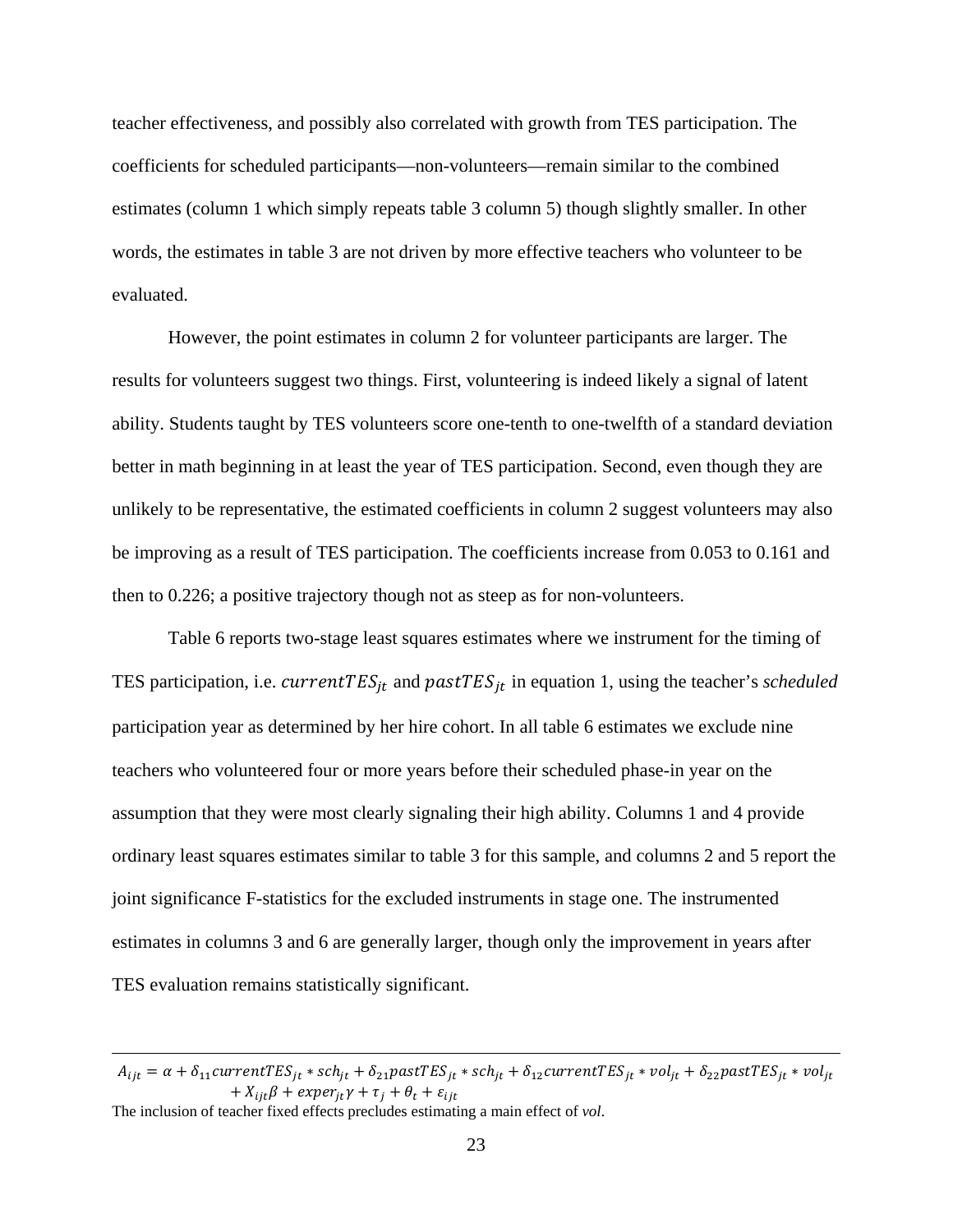teacher effectiveness, and possibly also correlated with growth from TES participation. The coefficients for scheduled participants—non-volunteers—remain similar to the combined estimates (column 1 which simply repeats table 3 column 5) though slightly smaller. In other words, the estimates in table 3 are not driven by more effective teachers who volunteer to be evaluated.

However, the point estimates in column 2 for volunteer participants are larger. The results for volunteers suggest two things. First, volunteering is indeed likely a signal of latent ability. Students taught by TES volunteers score one-tenth to one-twelfth of a standard deviation better in math beginning in at least the year of TES participation. Second, even though they are unlikely to be representative, the estimated coefficients in column 2 suggest volunteers may also be improving as a result of TES participation. The coefficients increase from 0.053 to 0.161 and then to 0.226; a positive trajectory though not as steep as for non-volunteers.

Table 6 reports two-stage least squares estimates where we instrument for the timing of TES participation, i.e. $currentTES_{jt}$ and $pastTES_{jt}$ in equation 1, using the teacher's *scheduled* participation year as determined by her hire cohort. In all table 6 estimates we exclude nine teachers who volunteered four or more years before their scheduled phase-in year on the assumption that they were most clearly signaling their high ability. Columns 1 and 4 provide ordinary least squares estimates similar to table 3 for this sample, and columns 2 and 5 report the joint significance F-statistics for the excluded instruments in stage one. The instrumented estimates in columns 3 and 6 are generally larger, though only the improvement in years after TES evaluation remains statistically significant.

---

$$A_{ijt} = \alpha + \delta_{11} currentTES_{jt} * sch_{jt} + \delta_{21} pastTES_{jt} * sch_{jt} + \delta_{12} currentTES_{jt} * vol_{jt} + \delta_{22} pastTES_{jt} * vol_{jt} + X_{ijt}\beta + exper_{jt}\gamma + \tau_j + \theta_t + \varepsilon_{ijt}$$

The inclusion of teacher fixed effects precludes estimating a main effect of *vol*.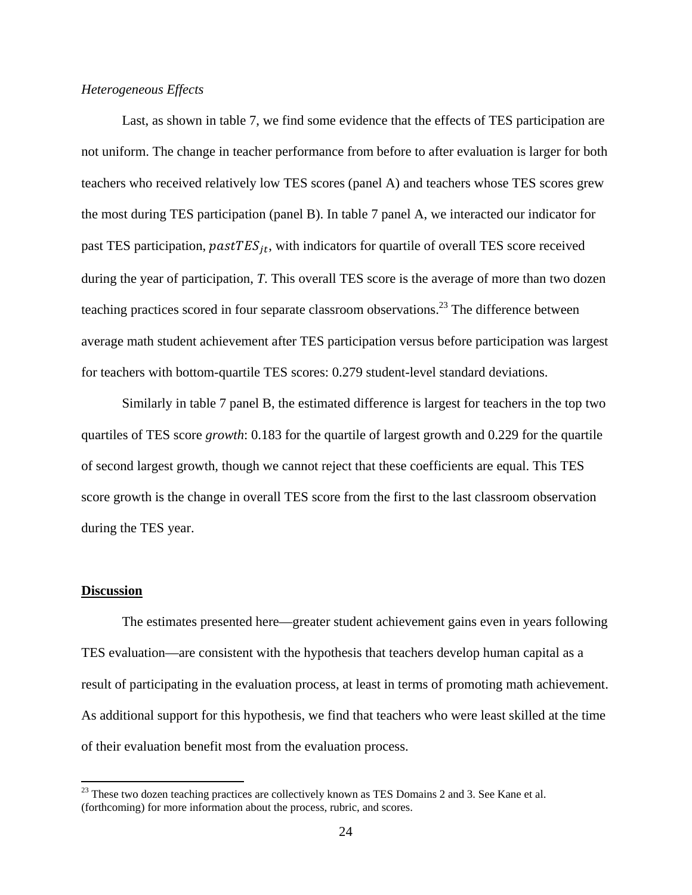*Heterogeneous Effects*

Last, as shown in table 7, we find some evidence that the effects of TES participation are not uniform. The change in teacher performance from before to after evaluation is larger for both teachers who received relatively low TES scores (panel A) and teachers whose TES scores grew the most during TES participation (panel B). In table 7 panel A, we interacted our indicator for past TES participation, $pastTES_{jt}$, with indicators for quartile of overall TES score received during the year of participation, *T*. This overall TES score is the average of more than two dozen teaching practices scored in four separate classroom observations.[23] The difference between average math student achievement after TES participation versus before participation was largest for teachers with bottom-quartile TES scores: 0.279 student-level standard deviations.

Similarly in table 7 panel B, the estimated difference is largest for teachers in the top two quartiles of TES score *growth*: 0.183 for the quartile of largest growth and 0.229 for the quartile of second largest growth, though we cannot reject that these coefficients are equal. This TES score growth is the change in overall TES score from the first to the last classroom observation during the TES year.

## Discussion

The estimates presented here—greater student achievement gains even in years following TES evaluation—are consistent with the hypothesis that teachers develop human capital as a result of participating in the evaluation process, at least in terms of promoting math achievement. As additional support for this hypothesis, we find that teachers who were least skilled at the time of their evaluation benefit most from the evaluation process.

[23] These two dozen teaching practices are collectively known as TES Domains 2 and 3. See Kane et al. (forthcoming) for more information about the process, rubric, and scores.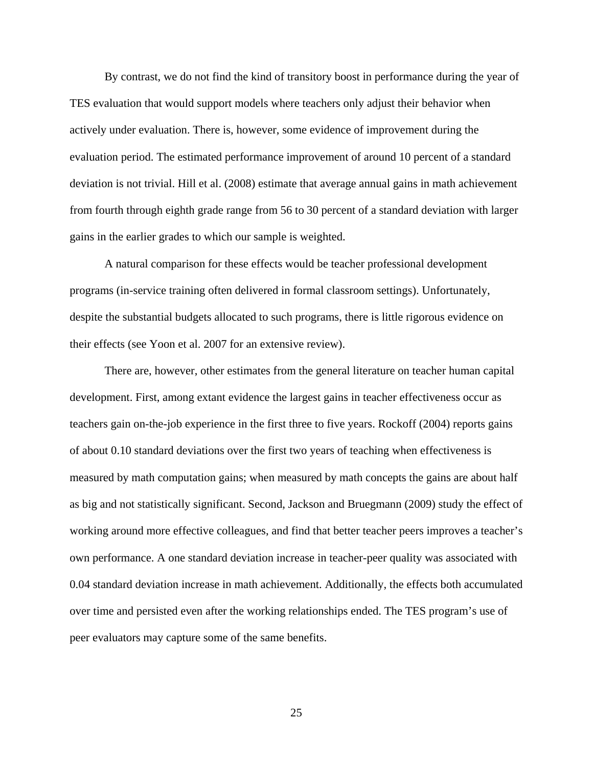By contrast, we do not find the kind of transitory boost in performance during the year of TES evaluation that would support models where teachers only adjust their behavior when actively under evaluation. There is, however, some evidence of improvement during the evaluation period. The estimated performance improvement of around 10 percent of a standard deviation is not trivial. Hill et al. (2008) estimate that average annual gains in math achievement from fourth through eighth grade range from 56 to 30 percent of a standard deviation with larger gains in the earlier grades to which our sample is weighted.

A natural comparison for these effects would be teacher professional development programs (in-service training often delivered in formal classroom settings). Unfortunately, despite the substantial budgets allocated to such programs, there is little rigorous evidence on their effects (see Yoon et al. 2007 for an extensive review).

There are, however, other estimates from the general literature on teacher human capital development. First, among extant evidence the largest gains in teacher effectiveness occur as teachers gain on-the-job experience in the first three to five years. Rockoff (2004) reports gains of about 0.10 standard deviations over the first two years of teaching when effectiveness is measured by math computation gains; when measured by math concepts the gains are about half as big and not statistically significant. Second, Jackson and Bruegmann (2009) study the effect of working around more effective colleagues, and find that better teacher peers improves a teacher's own performance. A one standard deviation increase in teacher-peer quality was associated with 0.04 standard deviation increase in math achievement. Additionally, the effects both accumulated over time and persisted even after the working relationships ended. The TES program's use of peer evaluators may capture some of the same benefits.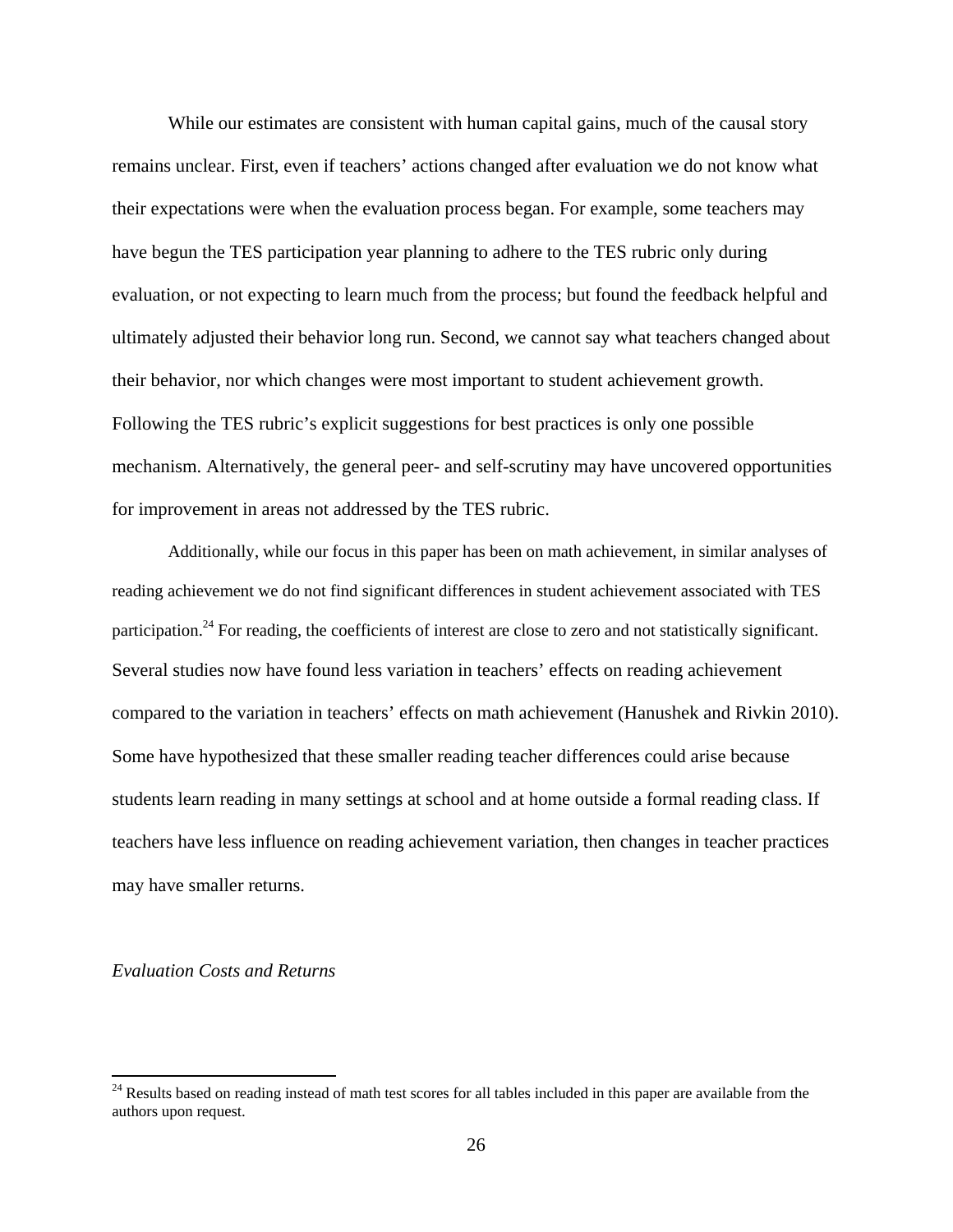While our estimates are consistent with human capital gains, much of the causal story remains unclear. First, even if teachers' actions changed after evaluation we do not know what their expectations were when the evaluation process began. For example, some teachers may have begun the TES participation year planning to adhere to the TES rubric only during evaluation, or not expecting to learn much from the process; but found the feedback helpful and ultimately adjusted their behavior long run. Second, we cannot say what teachers changed about their behavior, nor which changes were most important to student achievement growth. Following the TES rubric's explicit suggestions for best practices is only one possible mechanism. Alternatively, the general peer- and self-scrutiny may have uncovered opportunities for improvement in areas not addressed by the TES rubric.

Additionally, while our focus in this paper has been on math achievement, in similar analyses of reading achievement we do not find significant differences in student achievement associated with TES participation.[24] For reading, the coefficients of interest are close to zero and not statistically significant. Several studies now have found less variation in teachers' effects on reading achievement compared to the variation in teachers' effects on math achievement (Hanushek and Rivkin 2010). Some have hypothesized that these smaller reading teacher differences could arise because students learn reading in many settings at school and at home outside a formal reading class. If teachers have less influence on reading achievement variation, then changes in teacher practices may have smaller returns.

*Evaluation Costs and Returns*

[24] Results based on reading instead of math test scores for all tables included in this paper are available from the authors upon request.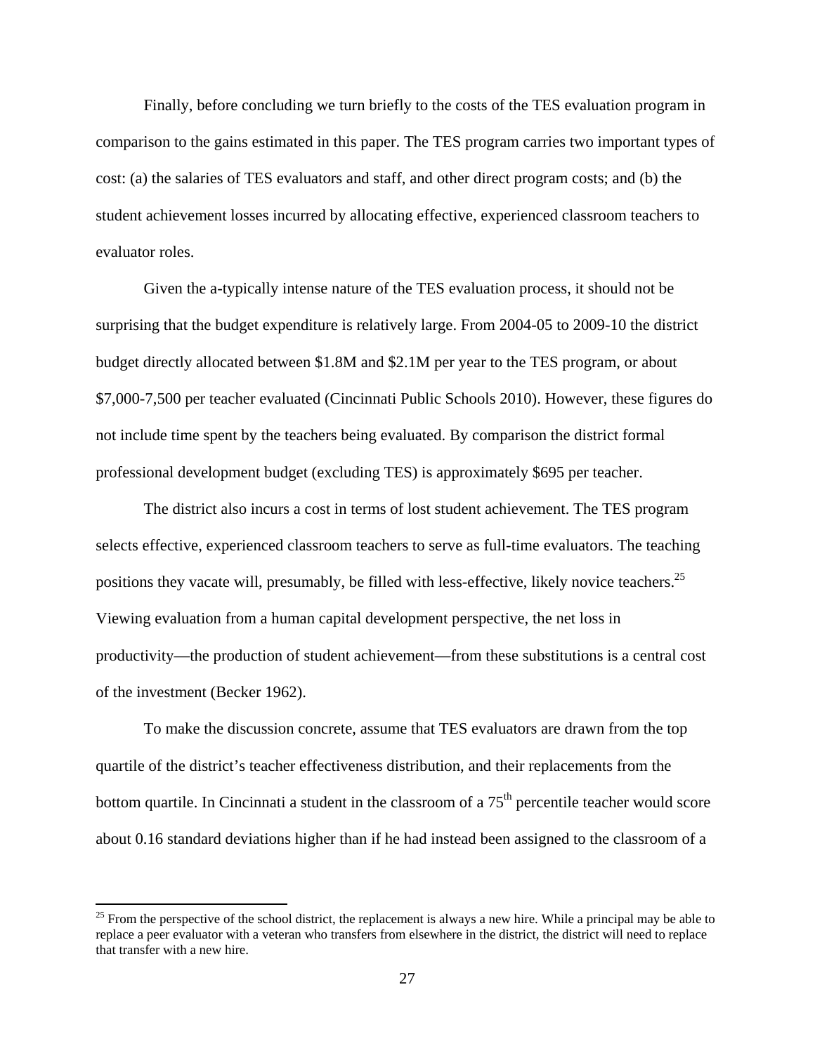Finally, before concluding we turn briefly to the costs of the TES evaluation program in comparison to the gains estimated in this paper. The TES program carries two important types of cost: (a) the salaries of TES evaluators and staff, and other direct program costs; and (b) the student achievement losses incurred by allocating effective, experienced classroom teachers to evaluator roles.

Given the a-typically intense nature of the TES evaluation process, it should not be surprising that the budget expenditure is relatively large. From 2004-05 to 2009-10 the district budget directly allocated between $1.8M and $2.1M per year to the TES program, or about $7,000-7,500 per teacher evaluated (Cincinnati Public Schools 2010). However, these figures do not include time spent by the teachers being evaluated. By comparison the district formal professional development budget (excluding TES) is approximately $695 per teacher.

The district also incurs a cost in terms of lost student achievement. The TES program selects effective, experienced classroom teachers to serve as full-time evaluators. The teaching positions they vacate will, presumably, be filled with less-effective, likely novice teachers.[25] Viewing evaluation from a human capital development perspective, the net loss in productivity—the production of student achievement—from these substitutions is a central cost of the investment (Becker 1962).

To make the discussion concrete, assume that TES evaluators are drawn from the top quartile of the district's teacher effectiveness distribution, and their replacements from the bottom quartile. In Cincinnati a student in the classroom of a 75th percentile teacher would score about 0.16 standard deviations higher than if he had instead been assigned to the classroom of a

[25] From the perspective of the school district, the replacement is always a new hire. While a principal may be able to replace a peer evaluator with a veteran who transfers from elsewhere in the district, the district will need to replace that transfer with a new hire.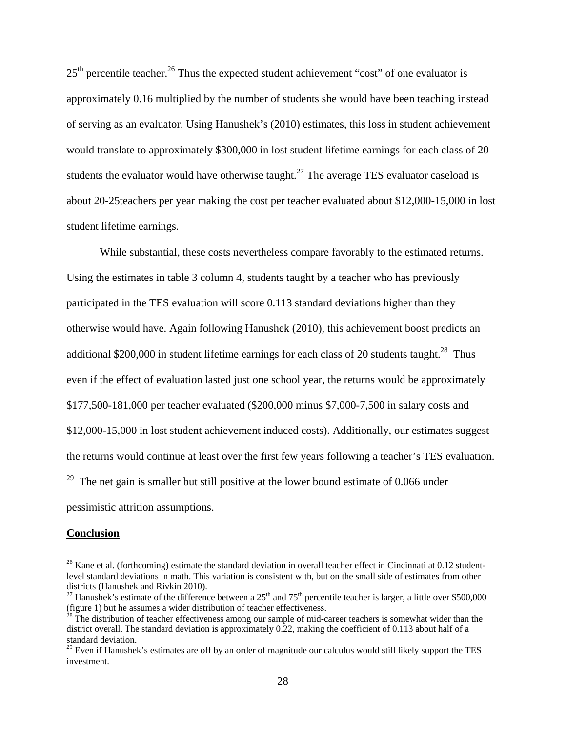25th percentile teacher.[26] Thus the expected student achievement "cost" of one evaluator is approximately 0.16 multiplied by the number of students she would have been teaching instead of serving as an evaluator. Using Hanushek's (2010) estimates, this loss in student achievement would translate to approximately $300,000 in lost student lifetime earnings for each class of 20 students the evaluator would have otherwise taught.[27] The average TES evaluator caseload is about 20-25teachers per year making the cost per teacher evaluated about $12,000-15,000 in lost student lifetime earnings.

While substantial, these costs nevertheless compare favorably to the estimated returns. Using the estimates in table 3 column 4, students taught by a teacher who has previously participated in the TES evaluation will score 0.113 standard deviations higher than they otherwise would have. Again following Hanushek (2010), this achievement boost predicts an additional $200,000 in student lifetime earnings for each class of 20 students taught.[28] Thus even if the effect of evaluation lasted just one school year, the returns would be approximately $177,500-181,000 per teacher evaluated ($200,000 minus $7,000-7,500 in salary costs and $12,000-15,000 in lost student achievement induced costs). Additionally, our estimates suggest the returns would continue at least over the first few years following a teacher's TES evaluation. [29] The net gain is smaller but still positive at the lower bound estimate of 0.066 under pessimistic attrition assumptions.

## Conclusion

---

[26] Kane et al. (forthcoming) estimate the standard deviation in overall teacher effect in Cincinnati at 0.12 student-level standard deviations in math. This variation is consistent with, but on the small side of estimates from other districts (Hanushek and Rivkin 2010).

[27] Hanushek's estimate of the difference between a 25th and 75th percentile teacher is larger, a little over $500,000 (figure 1) but he assumes a wider distribution of teacher effectiveness.

[28] The distribution of teacher effectiveness among our sample of mid-career teachers is somewhat wider than the district overall. The standard deviation is approximately 0.22, making the coefficient of 0.113 about half of a standard deviation.

[29] Even if Hanushek's estimates are off by an order of magnitude our calculus would still likely support the TES investment.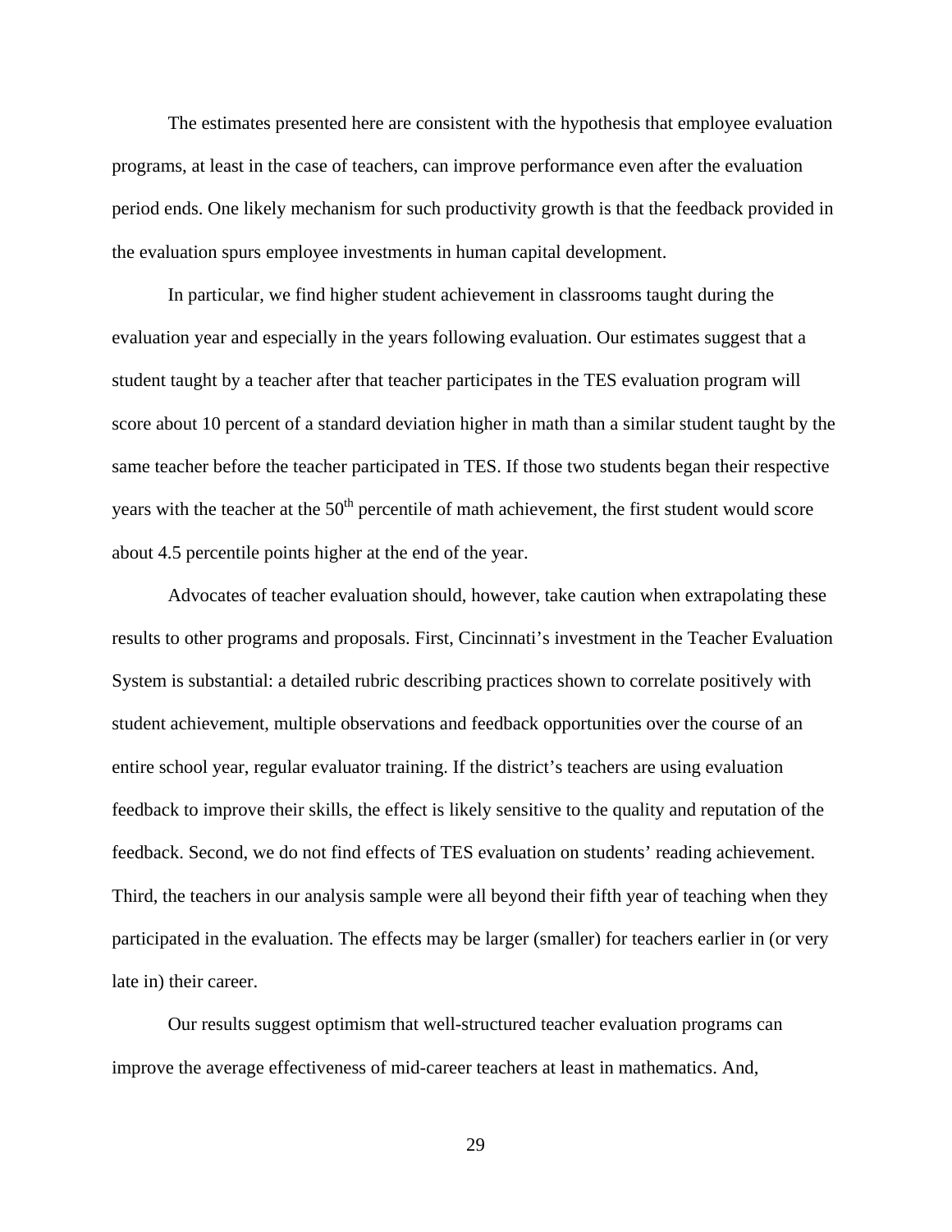The estimates presented here are consistent with the hypothesis that employee evaluation programs, at least in the case of teachers, can improve performance even after the evaluation period ends. One likely mechanism for such productivity growth is that the feedback provided in the evaluation spurs employee investments in human capital development.

In particular, we find higher student achievement in classrooms taught during the evaluation year and especially in the years following evaluation. Our estimates suggest that a student taught by a teacher after that teacher participates in the TES evaluation program will score about 10 percent of a standard deviation higher in math than a similar student taught by the same teacher before the teacher participated in TES. If those two students began their respective years with the teacher at the 50th percentile of math achievement, the first student would score about 4.5 percentile points higher at the end of the year.

Advocates of teacher evaluation should, however, take caution when extrapolating these results to other programs and proposals. First, Cincinnati's investment in the Teacher Evaluation System is substantial: a detailed rubric describing practices shown to correlate positively with student achievement, multiple observations and feedback opportunities over the course of an entire school year, regular evaluator training. If the district's teachers are using evaluation feedback to improve their skills, the effect is likely sensitive to the quality and reputation of the feedback. Second, we do not find effects of TES evaluation on students' reading achievement. Third, the teachers in our analysis sample were all beyond their fifth year of teaching when they participated in the evaluation. The effects may be larger (smaller) for teachers earlier in (or very late in) their career.

Our results suggest optimism that well-structured teacher evaluation programs can improve the average effectiveness of mid-career teachers at least in mathematics. And,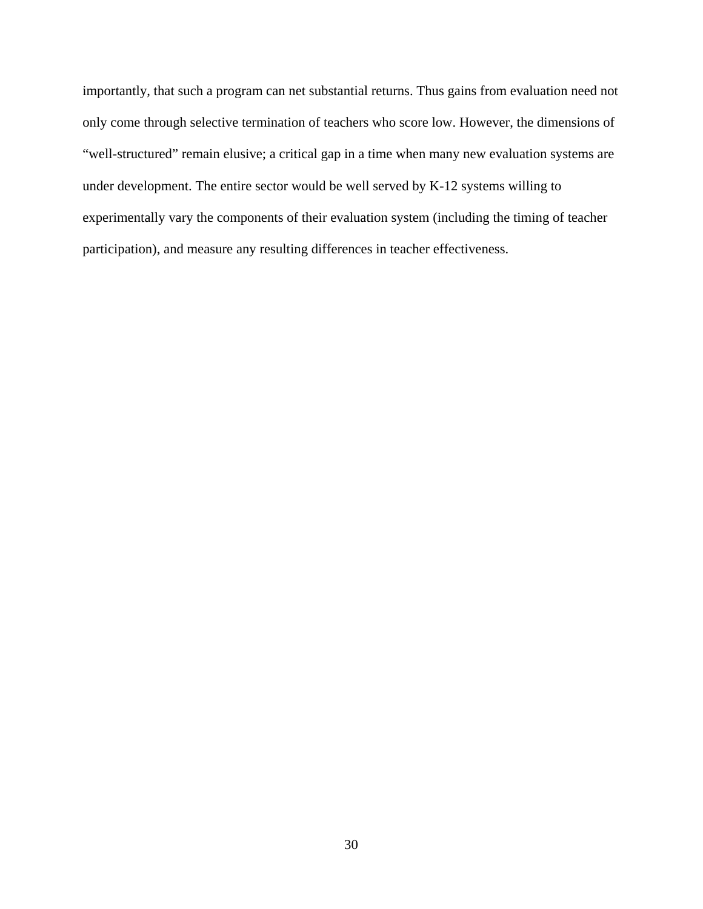importantly, that such a program can net substantial returns. Thus gains from evaluation need not only come through selective termination of teachers who score low. However, the dimensions of "well-structured" remain elusive; a critical gap in a time when many new evaluation systems are under development. The entire sector would be well served by K-12 systems willing to experimentally vary the components of their evaluation system (including the timing of teacher participation), and measure any resulting differences in teacher effectiveness.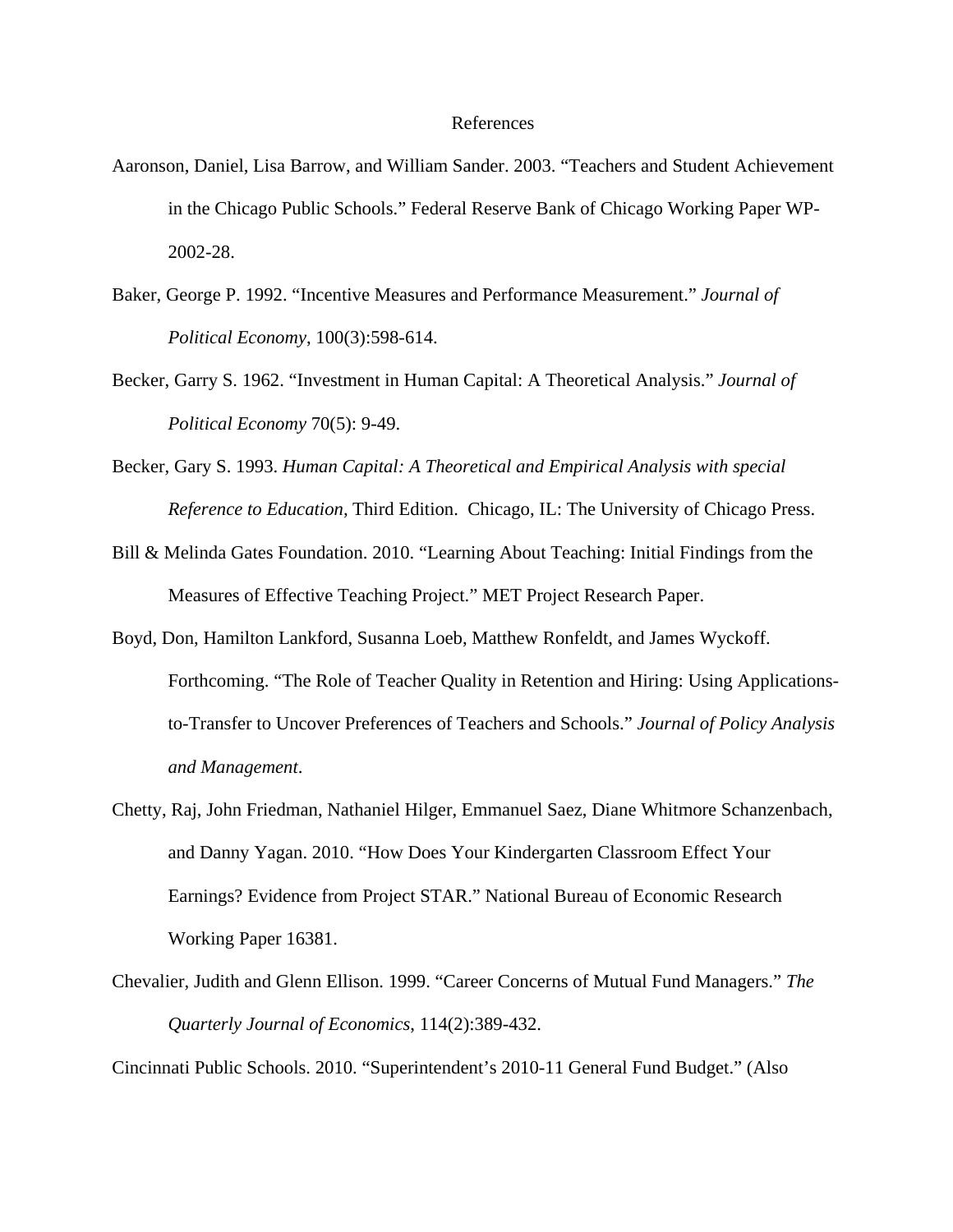# References

Aaronson, Daniel, Lisa Barrow, and William Sander. 2003. "Teachers and Student Achievement in the Chicago Public Schools." Federal Reserve Bank of Chicago Working Paper WP-2002-28.

Baker, George P. 1992. "Incentive Measures and Performance Measurement." *Journal of Political Economy*, 100(3):598-614.

Becker, Garry S. 1962. "Investment in Human Capital: A Theoretical Analysis." *Journal of Political Economy* 70(5): 9-49.

Becker, Gary S. 1993. *Human Capital: A Theoretical and Empirical Analysis with special Reference to Education,* Third Edition. Chicago, IL: The University of Chicago Press.

Bill & Melinda Gates Foundation. 2010. "Learning About Teaching: Initial Findings from the Measures of Effective Teaching Project." MET Project Research Paper.

Boyd, Don, Hamilton Lankford, Susanna Loeb, Matthew Ronfeldt, and James Wyckoff. Forthcoming. "The Role of Teacher Quality in Retention and Hiring: Using Applications-to-Transfer to Uncover Preferences of Teachers and Schools." *Journal of Policy Analysis and Management*.

Chetty, Raj, John Friedman, Nathaniel Hilger, Emmanuel Saez, Diane Whitmore Schanzenbach, and Danny Yagan. 2010. "How Does Your Kindergarten Classroom Effect Your Earnings? Evidence from Project STAR." National Bureau of Economic Research Working Paper 16381.

Chevalier, Judith and Glenn Ellison. 1999. "Career Concerns of Mutual Fund Managers." *The Quarterly Journal of Economics*, 114(2):389-432.

Cincinnati Public Schools. 2010. "Superintendent's 2010-11 General Fund Budget." (Also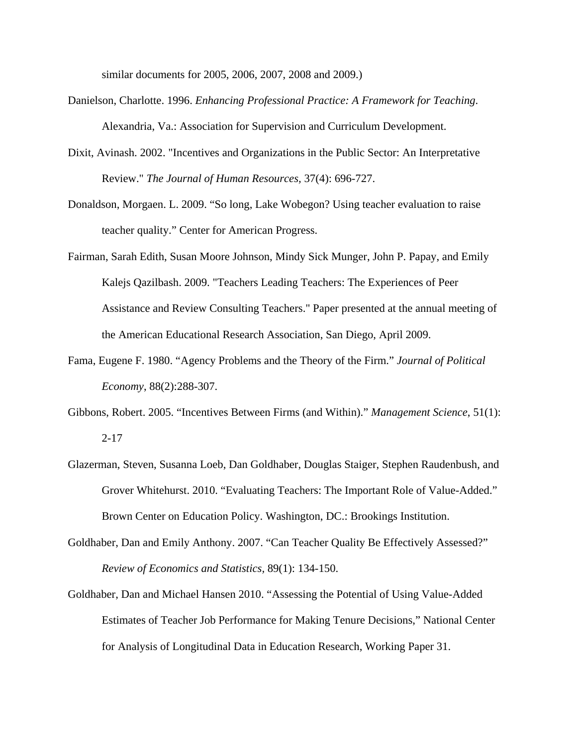similar documents for 2005, 2006, 2007, 2008 and 2009.)

Danielson, Charlotte. 1996. *Enhancing Professional Practice: A Framework for Teaching*. Alexandria, Va.: Association for Supervision and Curriculum Development.

Dixit, Avinash. 2002. "Incentives and Organizations in the Public Sector: An Interpretative Review." *The Journal of Human Resources*, 37(4): 696-727.

Donaldson, Morgaen. L. 2009. "So long, Lake Wobegon? Using teacher evaluation to raise teacher quality." Center for American Progress.

Fairman, Sarah Edith, Susan Moore Johnson, Mindy Sick Munger, John P. Papay, and Emily Kalejs Qazilbash. 2009. "Teachers Leading Teachers: The Experiences of Peer Assistance and Review Consulting Teachers." Paper presented at the annual meeting of the American Educational Research Association, San Diego, April 2009.

Fama, Eugene F. 1980. "Agency Problems and the Theory of the Firm." *Journal of Political Economy*, 88(2):288-307.

Gibbons, Robert. 2005. "Incentives Between Firms (and Within)." *Management Science*, 51(1): 2-17

Glazerman, Steven, Susanna Loeb, Dan Goldhaber, Douglas Staiger, Stephen Raudenbush, and Grover Whitehurst. 2010. "Evaluating Teachers: The Important Role of Value-Added." Brown Center on Education Policy. Washington, DC.: Brookings Institution.

Goldhaber, Dan and Emily Anthony. 2007. "Can Teacher Quality Be Effectively Assessed?" *Review of Economics and Statistics*, 89(1): 134-150.

Goldhaber, Dan and Michael Hansen 2010. "Assessing the Potential of Using Value-Added Estimates of Teacher Job Performance for Making Tenure Decisions," National Center for Analysis of Longitudinal Data in Education Research, Working Paper 31.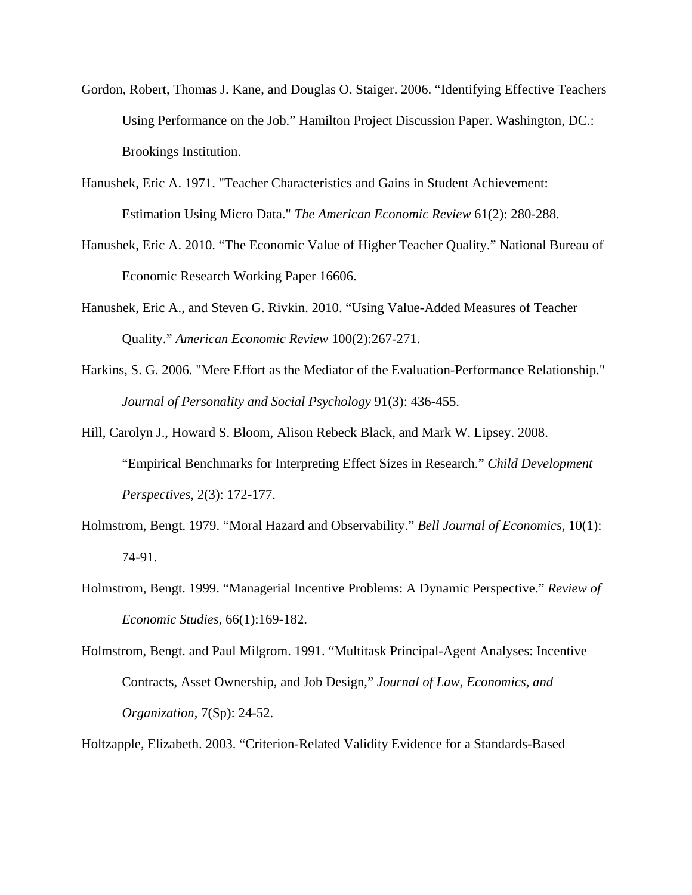Gordon, Robert, Thomas J. Kane, and Douglas O. Staiger. 2006. “Identifying Effective Teachers Using Performance on the Job.” Hamilton Project Discussion Paper. Washington, DC.: Brookings Institution.

Hanushek, Eric A. 1971. "Teacher Characteristics and Gains in Student Achievement: Estimation Using Micro Data." *The American Economic Review* 61(2): 280-288.

Hanushek, Eric A. 2010. “The Economic Value of Higher Teacher Quality.” National Bureau of Economic Research Working Paper 16606.

Hanushek, Eric A., and Steven G. Rivkin. 2010. “Using Value-Added Measures of Teacher Quality.” *American Economic Review* 100(2):267-271.

Harkins, S. G. 2006. "Mere Effort as the Mediator of the Evaluation-Performance Relationship." *Journal of Personality and Social Psychology* 91(3): 436-455.

Hill, Carolyn J., Howard S. Bloom, Alison Rebeck Black, and Mark W. Lipsey. 2008. “Empirical Benchmarks for Interpreting Effect Sizes in Research.” *Child Development Perspectives*, 2(3): 172-177.

Holmstrom, Bengt. 1979. “Moral Hazard and Observability.” *Bell Journal of Economics*, 10(1): 74-91.

Holmstrom, Bengt. 1999. “Managerial Incentive Problems: A Dynamic Perspective.” *Review of Economic Studies*, 66(1):169-182.

Holmstrom, Bengt. and Paul Milgrom. 1991. “Multitask Principal-Agent Analyses: Incentive Contracts, Asset Ownership, and Job Design,” *Journal of Law, Economics, and Organization*, 7(Sp): 24-52.

Holtzapple, Elizabeth. 2003. “Criterion-Related Validity Evidence for a Standards-Based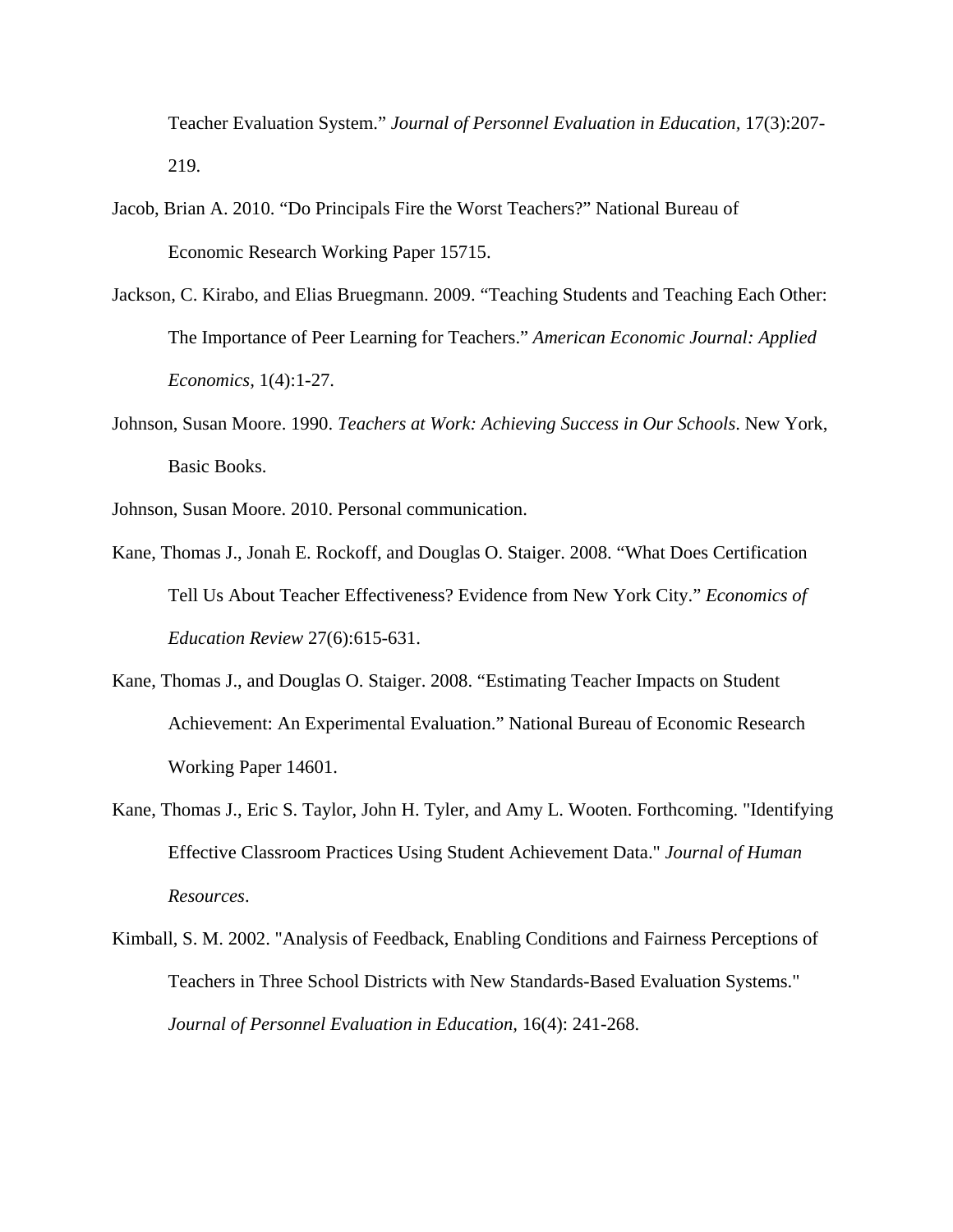Teacher Evaluation System." *Journal of Personnel Evaluation in Education*, 17(3):207-219.

Jacob, Brian A. 2010. "Do Principals Fire the Worst Teachers?" National Bureau of Economic Research Working Paper 15715.

Jackson, C. Kirabo, and Elias Bruegmann. 2009. "Teaching Students and Teaching Each Other: The Importance of Peer Learning for Teachers." *American Economic Journal: Applied Economics*, 1(4):1-27.

Johnson, Susan Moore. 1990. *Teachers at Work: Achieving Success in Our Schools*. New York, Basic Books.

Johnson, Susan Moore. 2010. Personal communication.

Kane, Thomas J., Jonah E. Rockoff, and Douglas O. Staiger. 2008. "What Does Certification Tell Us About Teacher Effectiveness? Evidence from New York City." *Economics of Education Review* 27(6):615-631.

Kane, Thomas J., and Douglas O. Staiger. 2008. "Estimating Teacher Impacts on Student Achievement: An Experimental Evaluation." National Bureau of Economic Research Working Paper 14601.

Kane, Thomas J., Eric S. Taylor, John H. Tyler, and Amy L. Wooten. Forthcoming. "Identifying Effective Classroom Practices Using Student Achievement Data." *Journal of Human Resources*.

Kimball, S. M. 2002. "Analysis of Feedback, Enabling Conditions and Fairness Perceptions of Teachers in Three School Districts with New Standards-Based Evaluation Systems." *Journal of Personnel Evaluation in Education*, 16(4): 241-268.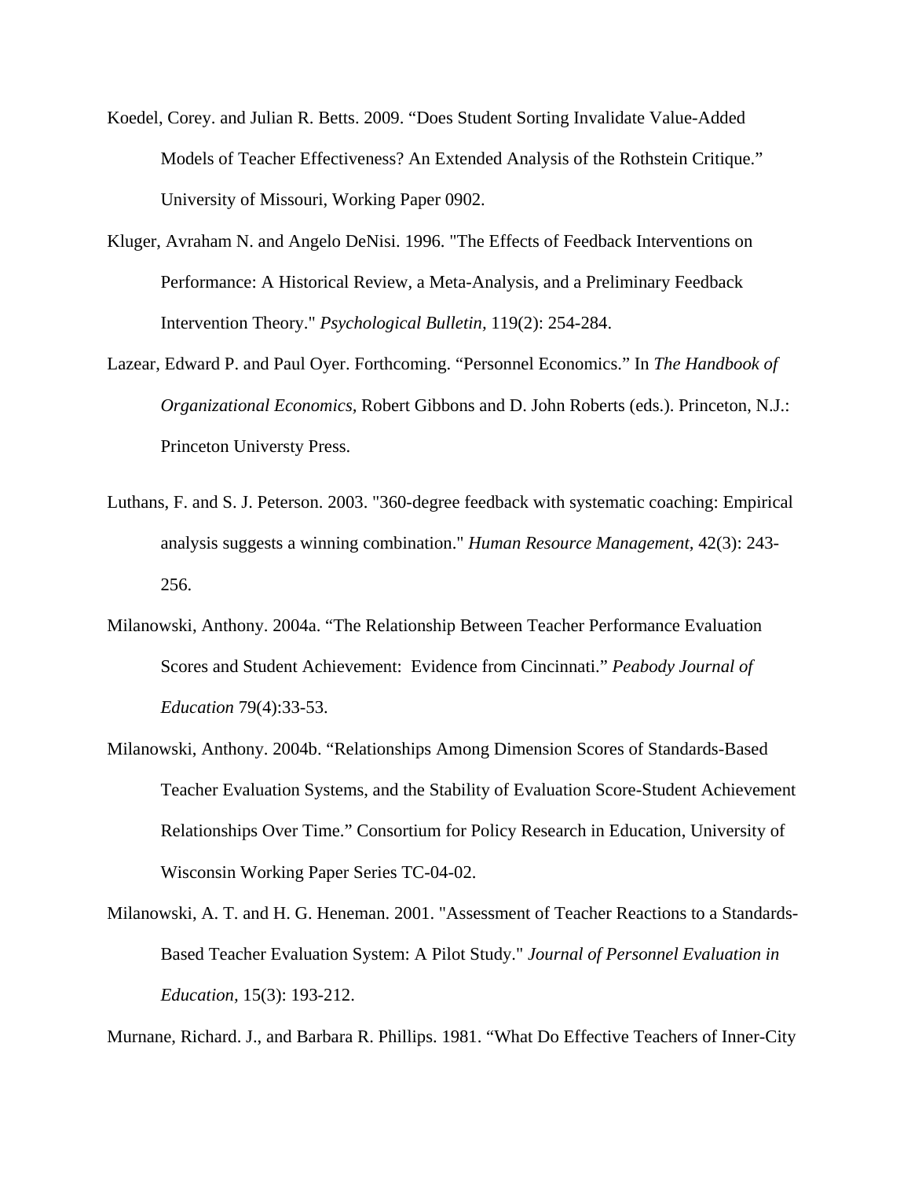Koedel, Corey. and Julian R. Betts. 2009. "Does Student Sorting Invalidate Value-Added Models of Teacher Effectiveness? An Extended Analysis of the Rothstein Critique." University of Missouri, Working Paper 0902.

Kluger, Avraham N. and Angelo DeNisi. 1996. "The Effects of Feedback Interventions on Performance: A Historical Review, a Meta-Analysis, and a Preliminary Feedback Intervention Theory." *Psychological Bulletin*, 119(2): 254-284.

Lazear, Edward P. and Paul Oyer. Forthcoming. "Personnel Economics." In *The Handbook of Organizational Economics*, Robert Gibbons and D. John Roberts (eds.). Princeton, N.J.: Princeton Universty Press.

Luthans, F. and S. J. Peterson. 2003. "360-degree feedback with systematic coaching: Empirical analysis suggests a winning combination." *Human Resource Management*, 42(3): 243-256.

Milanowski, Anthony. 2004a. "The Relationship Between Teacher Performance Evaluation Scores and Student Achievement: Evidence from Cincinnati." *Peabody Journal of Education* 79(4):33-53.

Milanowski, Anthony. 2004b. "Relationships Among Dimension Scores of Standards-Based Teacher Evaluation Systems, and the Stability of Evaluation Score-Student Achievement Relationships Over Time." Consortium for Policy Research in Education, University of Wisconsin Working Paper Series TC-04-02.

Milanowski, A. T. and H. G. Heneman. 2001. "Assessment of Teacher Reactions to a Standards-Based Teacher Evaluation System: A Pilot Study." *Journal of Personnel Evaluation in Education*, 15(3): 193-212.

Murnane, Richard. J., and Barbara R. Phillips. 1981. "What Do Effective Teachers of Inner-City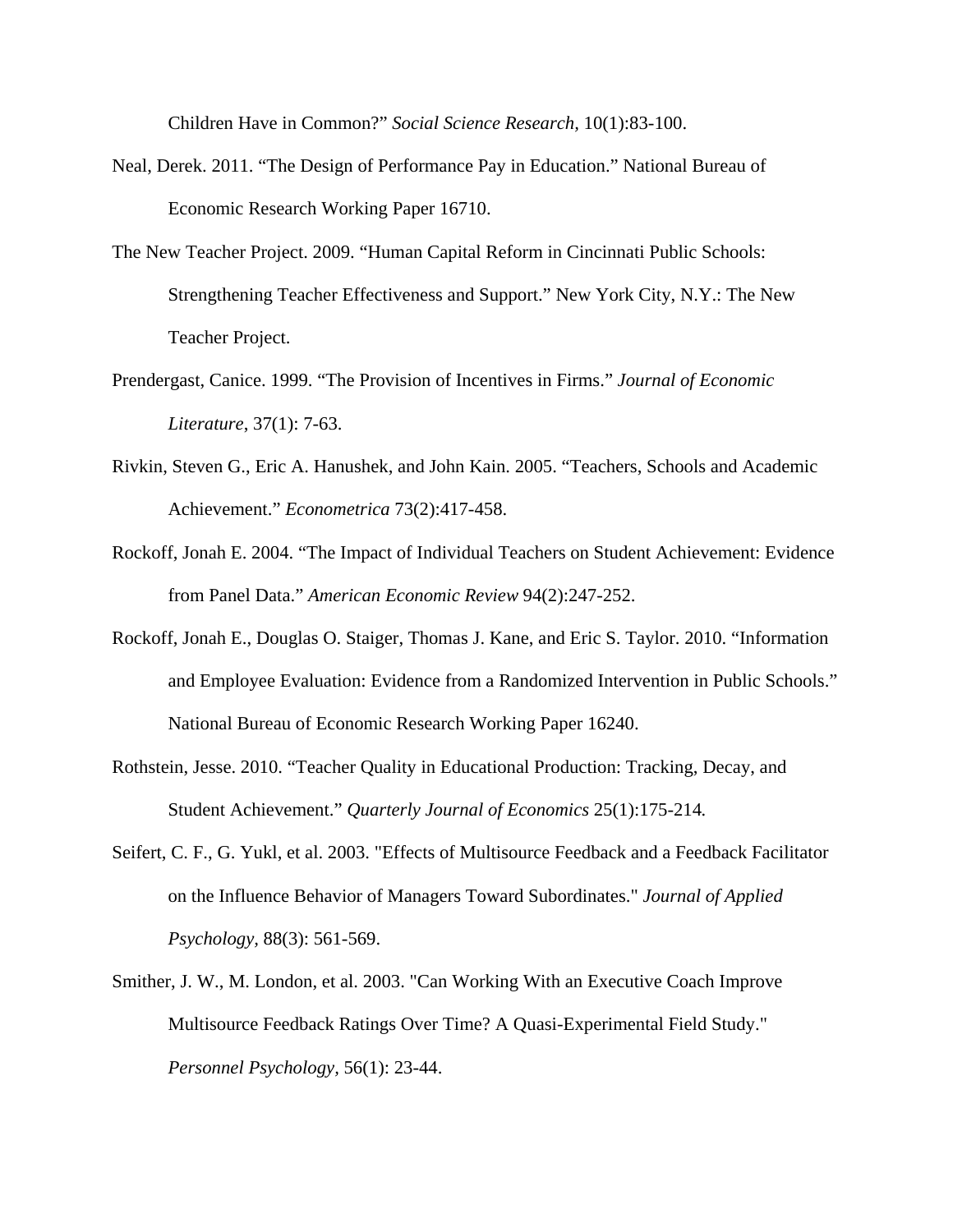Children Have in Common?" *Social Science Research,* 10(1):83-100.

Neal, Derek. 2011. "The Design of Performance Pay in Education." National Bureau of Economic Research Working Paper 16710.

The New Teacher Project. 2009. "Human Capital Reform in Cincinnati Public Schools: Strengthening Teacher Effectiveness and Support." New York City, N.Y.: The New Teacher Project.

Prendergast, Canice. 1999. "The Provision of Incentives in Firms." *Journal of Economic Literature*, 37(1): 7-63.

Rivkin, Steven G., Eric A. Hanushek, and John Kain. 2005. "Teachers, Schools and Academic Achievement." *Econometrica* 73(2):417-458.

Rockoff, Jonah E. 2004. "The Impact of Individual Teachers on Student Achievement: Evidence from Panel Data." *American Economic Review* 94(2):247-252.

Rockoff, Jonah E., Douglas O. Staiger, Thomas J. Kane, and Eric S. Taylor. 2010. "Information and Employee Evaluation: Evidence from a Randomized Intervention in Public Schools." National Bureau of Economic Research Working Paper 16240.

Rothstein, Jesse. 2010. "Teacher Quality in Educational Production: Tracking, Decay, and Student Achievement." *Quarterly Journal of Economics* 25(1):175-214*.*

Seifert, C. F., G. Yukl, et al. 2003. "Effects of Multisource Feedback and a Feedback Facilitator on the Influence Behavior of Managers Toward Subordinates." *Journal of Applied Psychology,* 88(3): 561-569.

Smither, J. W., M. London, et al. 2003. "Can Working With an Executive Coach Improve Multisource Feedback Ratings Over Time? A Quasi-Experimental Field Study." *Personnel Psychology,* 56(1): 23-44.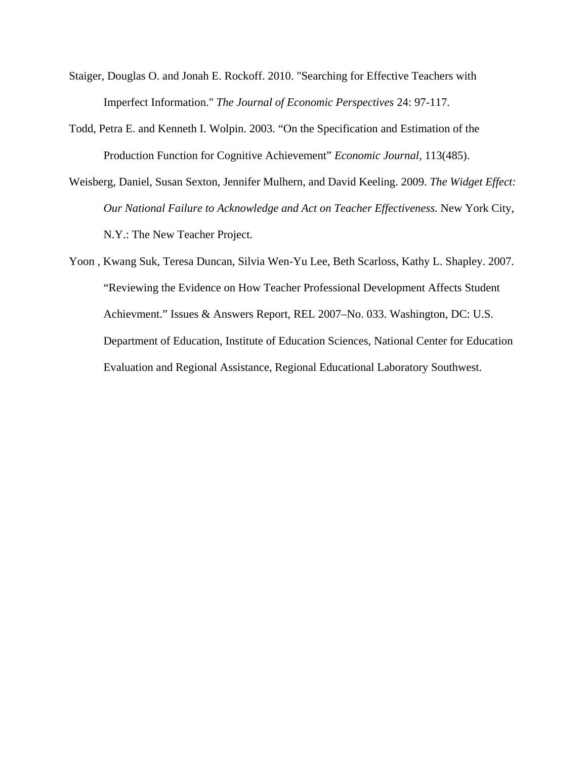Staiger, Douglas O. and Jonah E. Rockoff. 2010. "Searching for Effective Teachers with Imperfect Information." *The Journal of Economic Perspectives* 24: 97-117.

Todd, Petra E. and Kenneth I. Wolpin. 2003. "On the Specification and Estimation of the Production Function for Cognitive Achievement" *Economic Journal,* 113(485).

Weisberg, Daniel, Susan Sexton, Jennifer Mulhern, and David Keeling. 2009. *The Widget Effect: Our National Failure to Acknowledge and Act on Teacher Effectiveness.* New York City, N.Y.: The New Teacher Project.

Yoon , Kwang Suk, Teresa Duncan, Silvia Wen-Yu Lee, Beth Scarloss, Kathy L. Shapley. 2007. "Reviewing the Evidence on How Teacher Professional Development Affects Student Achievment." Issues & Answers Report, REL 2007–No. 033. Washington, DC: U.S. Department of Education, Institute of Education Sciences, National Center for Education Evaluation and Regional Assistance, Regional Educational Laboratory Southwest.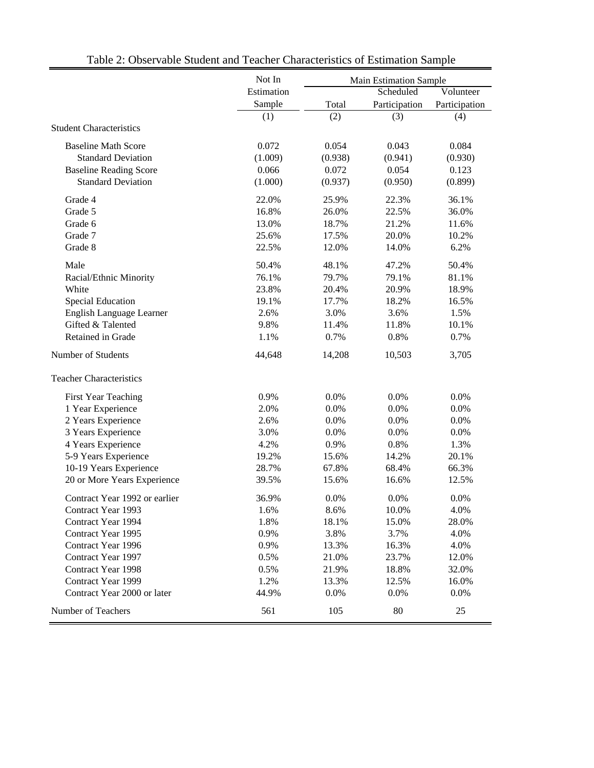# Table 2: Observable Student and Teacher Characteristics of Estimation Sample

| | Not In Estimation Sample | Main Estimation Sample | | |
|---|---|---|---|---|
| | | Total | Scheduled Participation | Volunteer Participation |
| | (1) | (2) | (3) | (4) |
| **Student Characteristics** | | | | |
| Baseline Math Score | 0.072 | 0.054 | 0.043 | 0.084 |
| Standard Deviation | (1.009) | (0.938) | (0.941) | (0.930) |
| Baseline Reading Score | 0.066 | 0.072 | 0.054 | 0.123 |
| Standard Deviation | (1.000) | (0.937) | (0.950) | (0.899) |
| Grade 4 | 22.0% | 25.9% | 22.3% | 36.1% |
| Grade 5 | 16.8% | 26.0% | 22.5% | 36.0% |
| Grade 6 | 13.0% | 18.7% | 21.2% | 11.6% |
| Grade 7 | 25.6% | 17.5% | 20.0% | 10.2% |
| Grade 8 | 22.5% | 12.0% | 14.0% | 6.2% |
| Male | 50.4% | 48.1% | 47.2% | 50.4% |
| Racial/Ethnic Minority | 76.1% | 79.7% | 79.1% | 81.1% |
| White | 23.8% | 20.4% | 20.9% | 18.9% |
| Special Education | 19.1% | 17.7% | 18.2% | 16.5% |
| English Language Learner | 2.6% | 3.0% | 3.6% | 1.5% |
| Gifted & Talented | 9.8% | 11.4% | 11.8% | 10.1% |
| Retained in Grade | 1.1% | 0.7% | 0.8% | 0.7% |
| Number of Students | 44,648 | 14,208 | 10,503 | 3,705 |
| **Teacher Characteristics** | | | | |
| First Year Teaching | 0.9% | 0.0% | 0.0% | 0.0% |
| 1 Year Experience | 2.0% | 0.0% | 0.0% | 0.0% |
| 2 Years Experience | 2.6% | 0.0% | 0.0% | 0.0% |
| 3 Years Experience | 3.0% | 0.0% | 0.0% | 0.0% |
| 4 Years Experience | 4.2% | 0.9% | 0.8% | 1.3% |
| 5-9 Years Experience | 19.2% | 15.6% | 14.2% | 20.1% |
| 10-19 Years Experience | 28.7% | 67.8% | 68.4% | 66.3% |
| 20 or More Years Experience | 39.5% | 15.6% | 16.6% | 12.5% |
| Contract Year 1992 or earlier | 36.9% | 0.0% | 0.0% | 0.0% |
| Contract Year 1993 | 1.6% | 8.6% | 10.0% | 4.0% |
| Contract Year 1994 | 1.8% | 18.1% | 15.0% | 28.0% |
| Contract Year 1995 | 0.9% | 3.8% | 3.7% | 4.0% |
| Contract Year 1996 | 0.9% | 13.3% | 16.3% | 4.0% |
| Contract Year 1997 | 0.5% | 21.0% | 23.7% | 12.0% |
| Contract Year 1998 | 0.5% | 21.9% | 18.8% | 32.0% |
| Contract Year 1999 | 1.2% | 13.3% | 12.5% | 16.0% |
| Contract Year 2000 or later | 44.9% | 0.0% | 0.0% | 0.0% |
| Number of Teachers | 561 | 105 | 80 | 25 |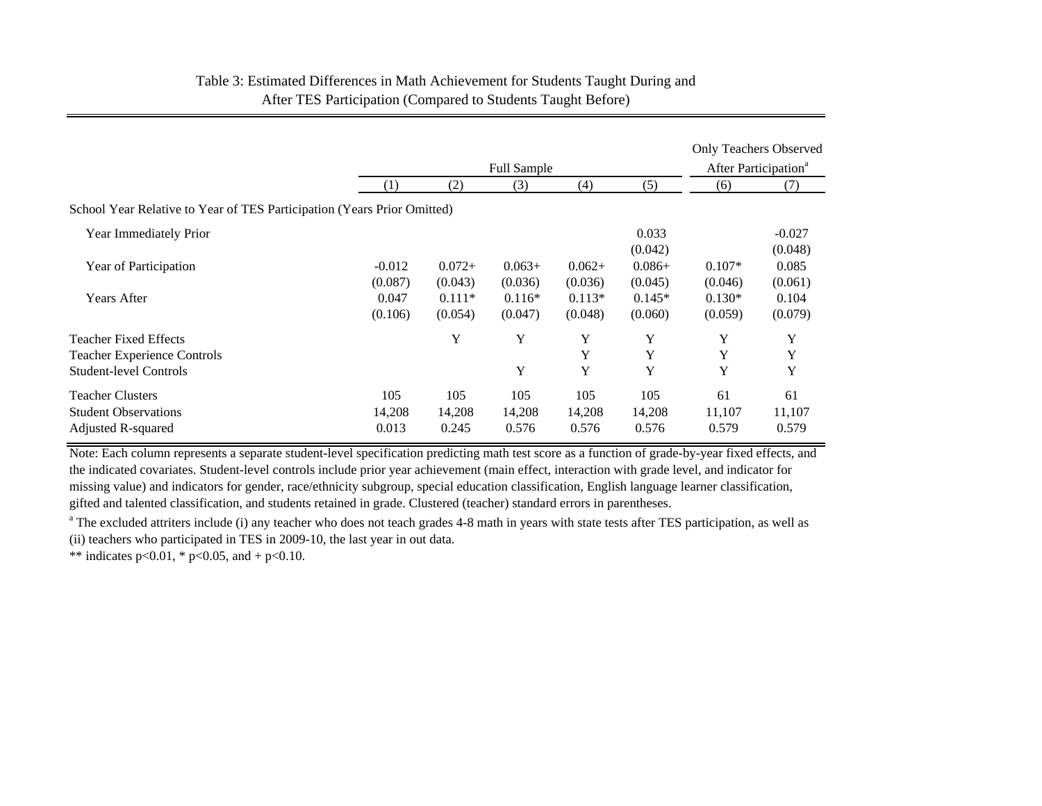Table 3: Estimated Differences in Math Achievement for Students Taught During and After TES Participation (Compared to Students Taught Before)

| | Full Sample | | | | | Only Teachers Observed After Participation[a] | |
|---|---|---|---|---|---|---|---|
| | (1) | (2) | (3) | (4) | (5) | (6) | (7) |
| School Year Relative to Year of TES Participation (Years Prior Omitted) | | | | | | | |
| Year Immediately Prior | | | | | 0.033 | | -0.027 |
| | | | | | (0.042) | | (0.048) |
| Year of Participation | -0.012 | 0.072+ | 0.063+ | 0.062+ | 0.086+ | 0.107* | 0.085 |
| | (0.087) | (0.043) | (0.036) | (0.036) | (0.045) | (0.046) | (0.061) |
| Years After | 0.047 | 0.111* | 0.116* | 0.113* | 0.145* | 0.130* | 0.104 |
| | (0.106) | (0.054) | (0.047) | (0.048) | (0.060) | (0.059) | (0.079) |
| Teacher Fixed Effects | | Y | Y | Y | Y | Y | Y |
| Teacher Experience Controls | | | | Y | Y | Y | Y |
| Student-level Controls | | | Y | Y | Y | Y | Y |
| Teacher Clusters | 105 | 105 | 105 | 105 | 105 | 61 | 61 |
| Student Observations | 14,208 | 14,208 | 14,208 | 14,208 | 14,208 | 11,107 | 11,107 |
| Adjusted R-squared | 0.013 | 0.245 | 0.576 | 0.576 | 0.576 | 0.579 | 0.579 |

Note: Each column represents a separate student-level specification predicting math test score as a function of grade-by-year fixed effects, and the indicated covariates. Student-level controls include prior year achievement (main effect, interaction with grade level, and indicator for missing value) and indicators for gender, race/ethnicity subgroup, special education classification, English language learner classification, gifted and talented classification, and students retained in grade. Clustered (teacher) standard errors in parentheses.

[a] The excluded attriters include (i) any teacher who does not teach grades 4-8 math in years with state tests after TES participation, as well as (ii) teachers who participated in TES in 2009-10, the last year in out data.

** indicates $p<0.01$, * $p<0.05$, and + $p<0.10$.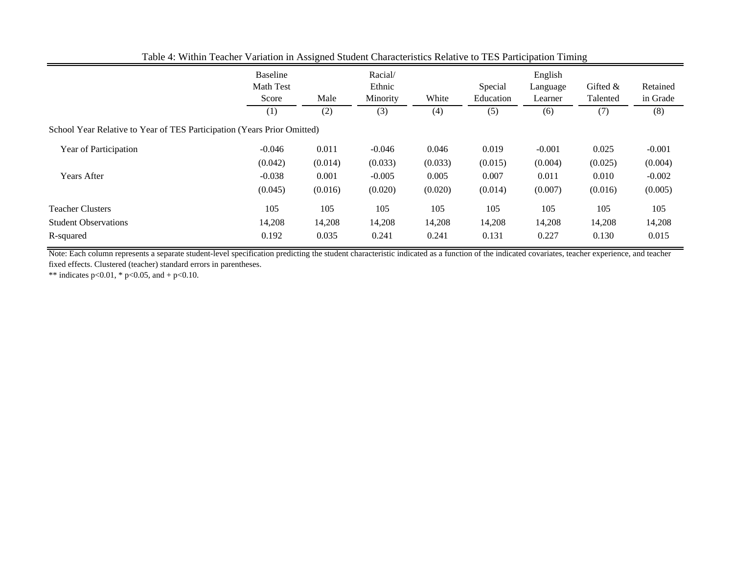Table 4: Within Teacher Variation in Assigned Student Characteristics Relative to TES Participation Timing

| | Baseline Math Test Score | Male | Racial/ Ethnic Minority | White | Special Education | English Language Learner | Gifted & Talented | Retained in Grade |
|---|---|---|---|---|---|---|---|---|
| | (1) | (2) | (3) | (4) | (5) | (6) | (7) | (8) |
| School Year Relative to Year of TES Participation (Years Prior Omitted) | | | | | | | | |
| Year of Participation | -0.046 | 0.011 | -0.046 | 0.046 | 0.019 | -0.001 | 0.025 | -0.001 |
| | (0.042) | (0.014) | (0.033) | (0.033) | (0.015) | (0.004) | (0.025) | (0.004) |
| Years After | -0.038 | 0.001 | -0.005 | 0.005 | 0.007 | 0.011 | 0.010 | -0.002 |
| | (0.045) | (0.016) | (0.020) | (0.020) | (0.014) | (0.007) | (0.016) | (0.005) |
| Teacher Clusters | 105 | 105 | 105 | 105 | 105 | 105 | 105 | 105 |
| Student Observations | 14,208 | 14,208 | 14,208 | 14,208 | 14,208 | 14,208 | 14,208 | 14,208 |
| R-squared | 0.192 | 0.035 | 0.241 | 0.241 | 0.131 | 0.227 | 0.130 | 0.015 |

Note: Each column represents a separate student-level specification predicting the student characteristic indicated as a function of the indicated covariates, teacher experience, and teacher fixed effects. Clustered (teacher) standard errors in parentheses.

** indicates p<0.01, * p<0.05, and + p<0.10.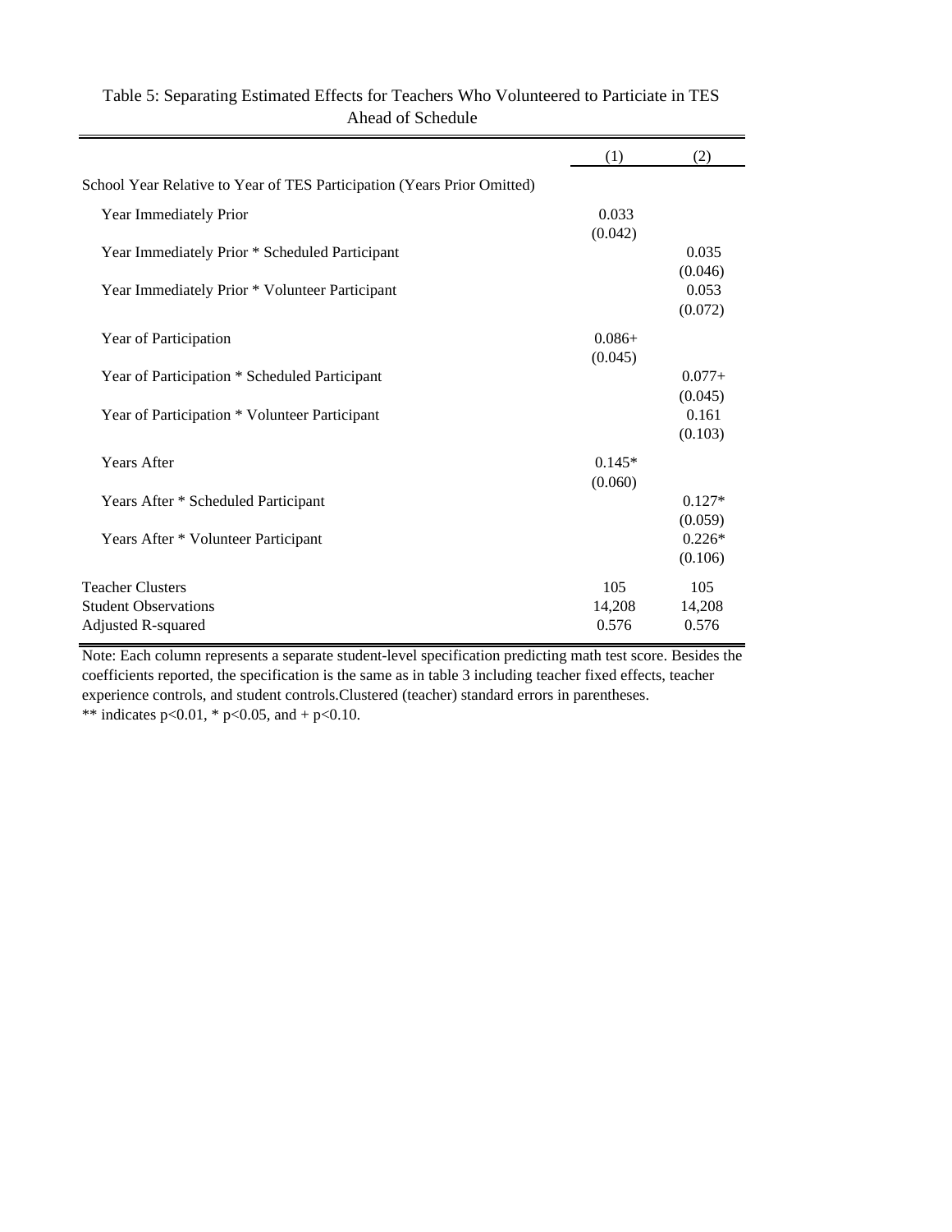Table 5: Separating Estimated Effects for Teachers Who Volunteered to Particiate in TES Ahead of Schedule

| | (1) | (2) |
|---|---|---|
| School Year Relative to Year of TES Participation (Years Prior Omitted) | | |
| Year Immediately Prior | 0.033 | |
| | (0.042) | |
| Year Immediately Prior * Scheduled Participant | | 0.035 |
| | | (0.046) |
| Year Immediately Prior * Volunteer Participant | | 0.053 |
| | | (0.072) |
| Year of Participation | 0.086+ | |
| | (0.045) | |
| Year of Participation * Scheduled Participant | | 0.077+ |
| | | (0.045) |
| Year of Participation * Volunteer Participant | | 0.161 |
| | | (0.103) |
| Years After | 0.145* | |
| | (0.060) | |
| Years After * Scheduled Participant | | 0.127* |
| | | (0.059) |
| Years After * Volunteer Participant | | 0.226* |
| | | (0.106) |
| Teacher Clusters | 105 | 105 |
| Student Observations | 14,208 | 14,208 |
| Adjusted R-squared | 0.576 | 0.576 |

Note: Each column represents a separate student-level specification predicting math test score. Besides the coefficients reported, the specification is the same as in table 3 including teacher fixed effects, teacher experience controls, and student controls.Clustered (teacher) standard errors in parentheses.
** indicates $p<0.01$, * $p<0.05$, and + $p<0.10$.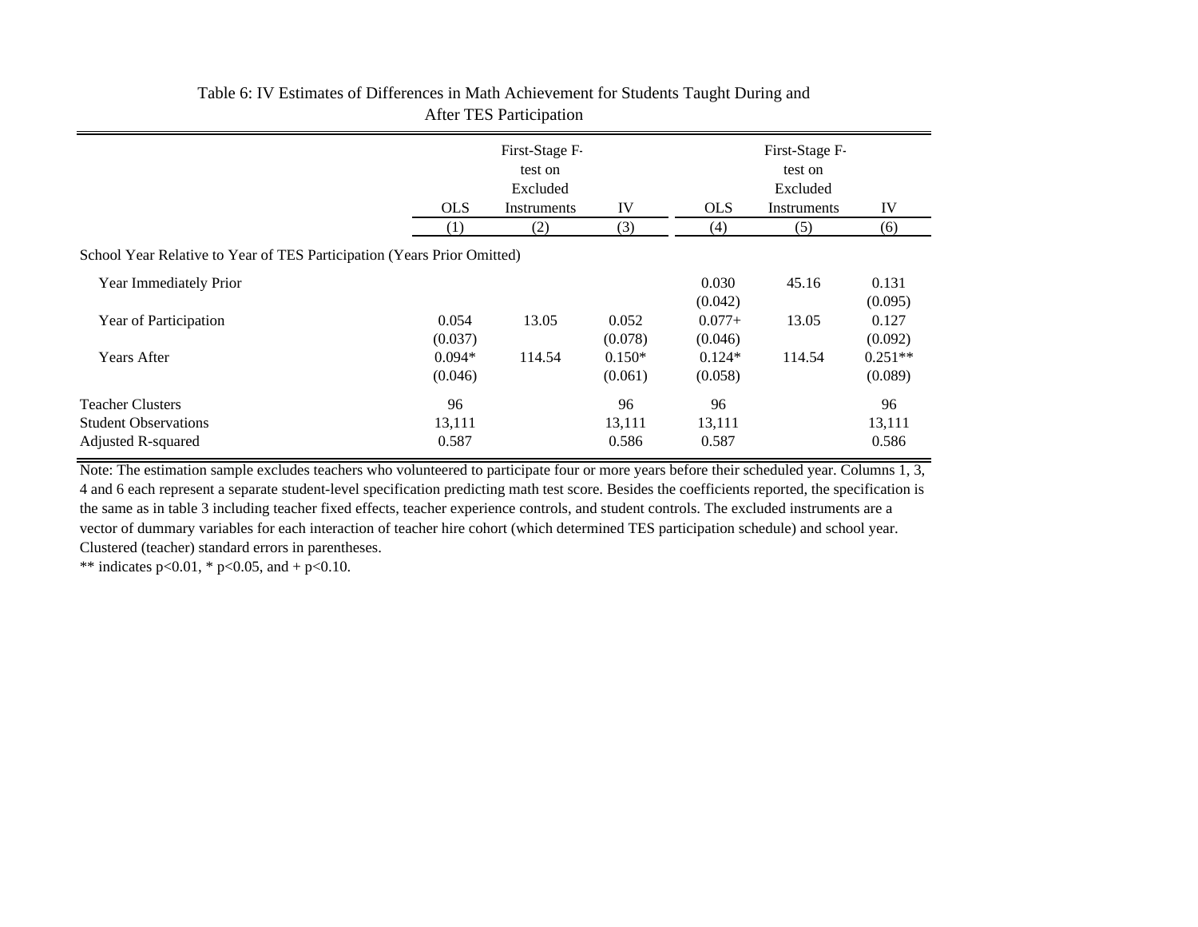Table 6: IV Estimates of Differences in Math Achievement for Students Taught During and After TES Participation

| | OLS | First-Stage F-test on Excluded Instruments | IV | OLS | First-Stage F-test on Excluded Instruments | IV |
|---|---|---|---|---|---|---|
| | (1) | (2) | (3) | (4) | (5) | (6) |
| School Year Relative to Year of TES Participation (Years Prior Omitted) | | | | | | |
| Year Immediately Prior | | | | 0.030 | 45.16 | 0.131 |
| | | | | (0.042) | | (0.095) |
| Year of Participation | 0.054 | 13.05 | 0.052 | 0.077+ | 13.05 | 0.127 |
| | (0.037) | | (0.078) | (0.046) | | (0.092) |
| Years After | 0.094* | 114.54 | 0.150* | 0.124* | 114.54 | 0.251** |
| | (0.046) | | (0.061) | (0.058) | | (0.089) |
| Teacher Clusters | 96 | | 96 | 96 | | 96 |
| Student Observations | 13,111 | | 13,111 | 13,111 | | 13,111 |
| Adjusted R-squared | 0.587 | | 0.586 | 0.587 | | 0.586 |

Note: The estimation sample excludes teachers who volunteered to participate four or more years before their scheduled year. Columns 1, 3, 4 and 6 each represent a separate student-level specification predicting math test score. Besides the coefficients reported, the specification is the same as in table 3 including teacher fixed effects, teacher experience controls, and student controls. The excluded instruments are a vector of dummary variables for each interaction of teacher hire cohort (which determined TES participation schedule) and school year. Clustered (teacher) standard errors in parentheses.

** indicates $p<0.01$, * $p<0.05$, and + $p<0.10$.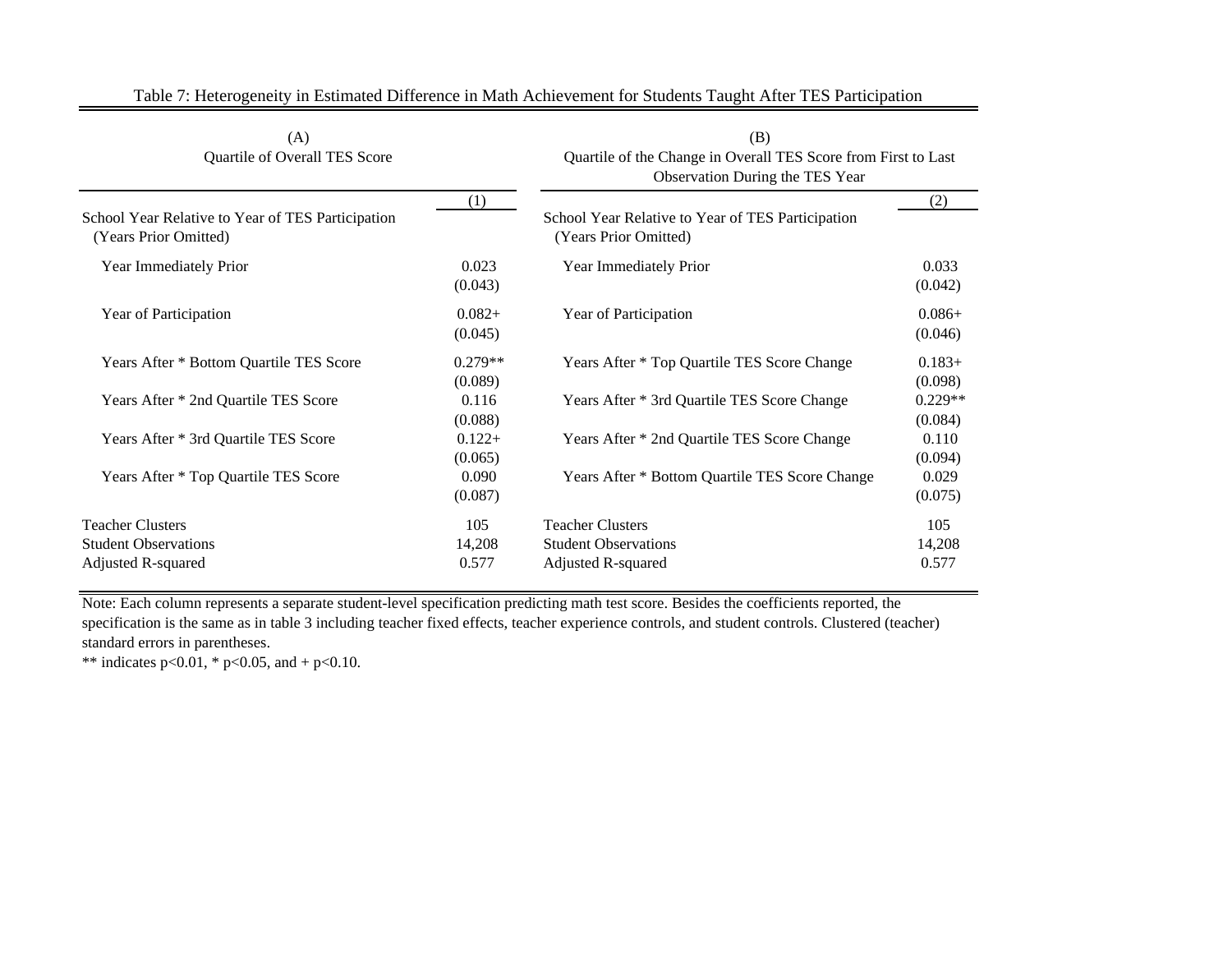Table 7: Heterogeneity in Estimated Difference in Math Achievement for Students Taught After TES Participation

| (A) Quartile of Overall TES Score | (1) | (B) Quartile of the Change in Overall TES Score from First to Last Observation During the TES Year | (2) |
|---|---|---|---|
| School Year Relative to Year of TES Participation (Years Prior Omitted) | | School Year Relative to Year of TES Participation (Years Prior Omitted) | |
| Year Immediately Prior | 0.023 | Year Immediately Prior | 0.033 |
| | (0.043) | | (0.042) |
| Year of Participation | 0.082+ | Year of Participation | 0.086+ |
| | (0.045) | | (0.046) |
| Years After * Bottom Quartile TES Score | 0.279** | Years After * Top Quartile TES Score Change | 0.183+ |
| | (0.089) | | (0.098) |
| Years After * 2nd Quartile TES Score | 0.116 | Years After * 3rd Quartile TES Score Change | 0.229** |
| | (0.088) | | (0.084) |
| Years After * 3rd Quartile TES Score | 0.122+ | Years After * 2nd Quartile TES Score Change | 0.110 |
| | (0.065) | | (0.094) |
| Years After * Top Quartile TES Score | 0.090 | Years After * Bottom Quartile TES Score Change | 0.029 |
| | (0.087) | | (0.075) |
| Teacher Clusters | 105 | Teacher Clusters | 105 |
| Student Observations | 14,208 | Student Observations | 14,208 |
| Adjusted R-squared | 0.577 | Adjusted R-squared | 0.577 |

Note: Each column represents a separate student-level specification predicting math test score. Besides the coefficients reported, the specification is the same as in table 3 including teacher fixed effects, teacher experience controls, and student controls. Clustered (teacher) standard errors in parentheses.

** indicates p<0.01, * p<0.05, and + p<0.10.